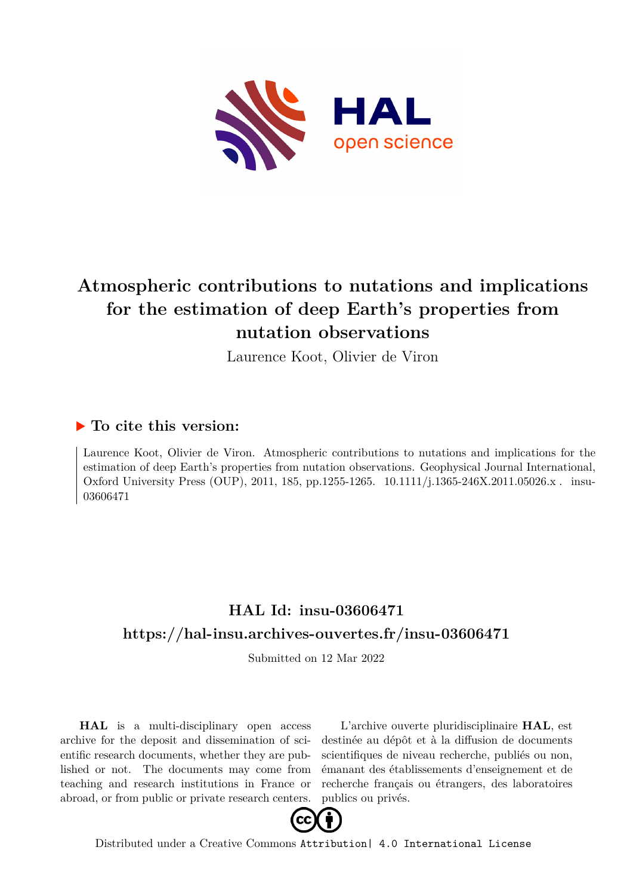# Atmospheric contributions to nutations and implications for the estimation of deep Earth's properties from nutation observations

Laurence Koot, Olivier de Viron

## ► To cite this version:

Laurence Koot, Olivier de Viron. Atmospheric contributions to nutations and implications for the estimation of deep Earth's properties from nutation observations. Geophysical Journal International, Oxford University Press (OUP), 2011, 185, pp.1255-1265. 10.1111/j.1365-246X.2011.05026.x . insu-03606471

## HAL Id: insu-03606471

## https://hal-insu.archives-ouvertes.fr/insu-03606471

Submitted on 12 Mar 2022

**HAL** is a multi-disciplinary open access archive for the deposit and dissemination of scientific research documents, whether they are published or not. The documents may come from teaching and research institutions in France or abroad, or from public or private research centers.

L'archive ouverte pluridisciplinaire **HAL**, est destinée au dépôt et à la diffusion de documents scientifiques de niveau recherche, publiés ou non, émanant des établissements d'enseignement et de recherche français ou étrangers, des laboratoires publics ou privés.

Distributed under a Creative Commons Attribution| 4.0 International License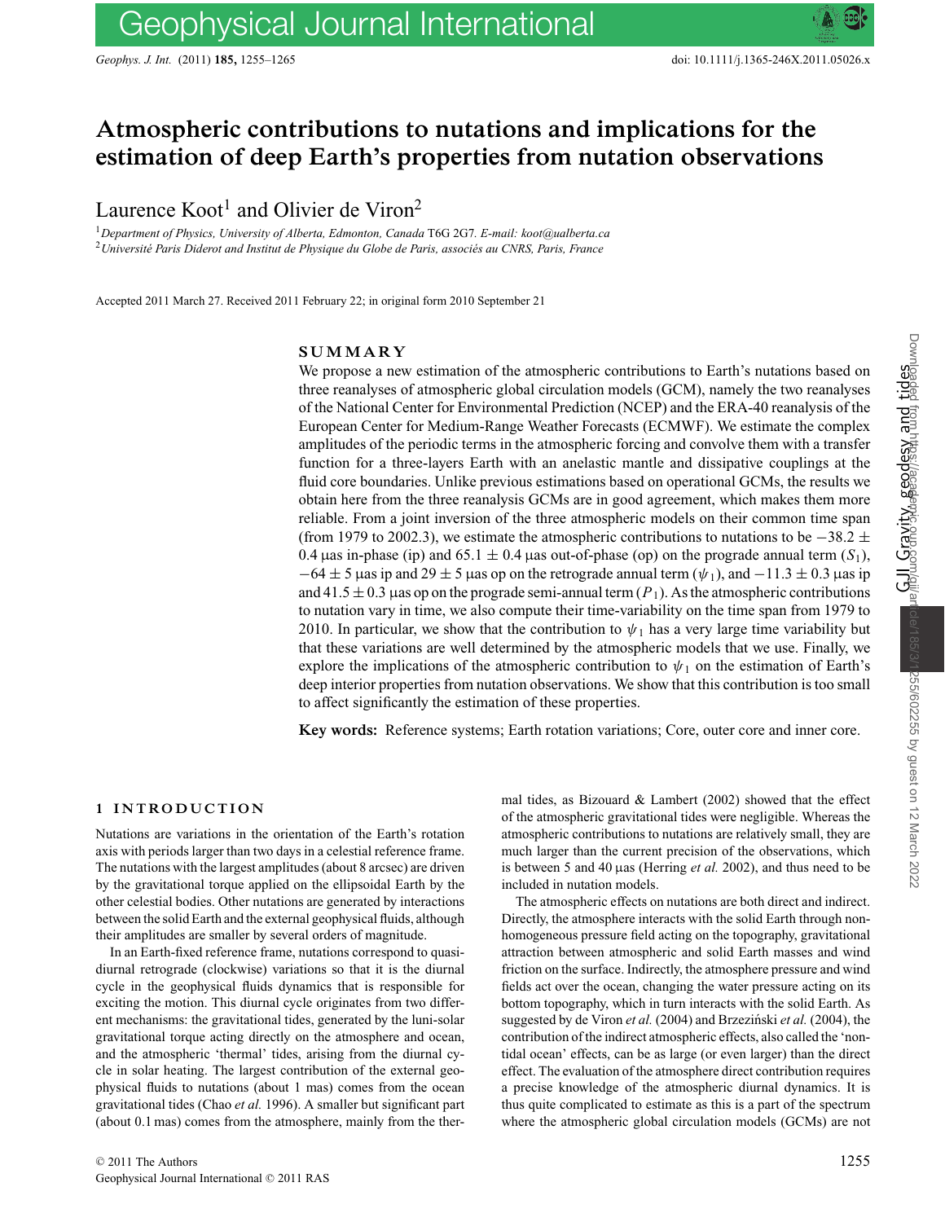# Atmospheric contributions to nutations and implications for the estimation of deep Earth's properties from nutation observations

Laurence Koot[1] and Olivier de Viron[2]

[1]*Department of Physics, University of Alberta, Edmonton, Canada* T6G 2G7. *E-mail: koot@ualberta.ca*
[2]*Université Paris Diderot and Institut de Physique du Globe de Paris, associés au CNRS, Paris, France*

Accepted 2011 March 27. Received 2011 February 22; in original form 2010 September 21

## SUMMARY

We propose a new estimation of the atmospheric contributions to Earth's nutations based on three reanalyses of atmospheric global circulation models (GCM), namely the two reanalyses of the National Center for Environmental Prediction (NCEP) and the ERA-40 reanalysis of the European Center for Medium-Range Weather Forecasts (ECMWF). We estimate the complex amplitudes of the periodic terms in the atmospheric forcing and convolve them with a transfer function for a three-layers Earth with an anelastic mantle and dissipative couplings at the fluid core boundaries. Unlike previous estimations based on operational GCMs, the results we obtain here from the three reanalysis GCMs are in good agreement, which makes them more reliable. From a joint inversion of the three atmospheric models on their common time span (from 1979 to 2002.3), we estimate the atmospheric contributions to nutations to be $-38.2 \pm 0.4$ µas in-phase (ip) and $65.1 \pm 0.4$ µas out-of-phase (op) on the prograde annual term ($S_1$), $-64 \pm 5$ µas ip and $29 \pm 5$ µas op on the retrograde annual term ($\psi_1$), and $-11.3 \pm 0.3$ µas ip and $41.5 \pm 0.3$ µas op on the prograde semi-annual term ($P_1$). As the atmospheric contributions to nutation vary in time, we also compute their time-variability on the time span from 1979 to 2010. In particular, we show that the contribution to $\psi_1$ has a very large time variability but that these variations are well determined by the atmospheric models that we use. Finally, we explore the implications of the atmospheric contribution to $\psi_1$ on the estimation of Earth's deep interior properties from nutation observations. We show that this contribution is too small to affect significantly the estimation of these properties.

**Key words:** Reference systems; Earth rotation variations; Core, outer core and inner core.

## 1 INTRODUCTION

Nutations are variations in the orientation of the Earth's rotation axis with periods larger than two days in a celestial reference frame. The nutations with the largest amplitudes (about 8 arcsec) are driven by the gravitational torque applied on the ellipsoidal Earth by the other celestial bodies. Other nutations are generated by interactions between the solid Earth and the external geophysical fluids, although their amplitudes are smaller by several orders of magnitude.

In an Earth-fixed reference frame, nutations correspond to quasi-diurnal retrograde (clockwise) variations so that it is the diurnal cycle in the geophysical fluids dynamics that is responsible for exciting the motion. This diurnal cycle originates from two different mechanisms: the gravitational tides, generated by the luni-solar gravitational torque acting directly on the atmosphere and ocean, and the atmospheric 'thermal' tides, arising from the diurnal cycle in solar heating. The largest contribution of the external geophysical fluids to nutations (about 1 mas) comes from the ocean gravitational tides (Chao *et al.* 1996). A smaller but significant part (about 0.1 mas) comes from the atmosphere, mainly from the thermal tides, as Bizouard & Lambert (2002) showed that the effect of the atmospheric gravitational tides were negligible. Whereas the atmospheric contributions to nutations are relatively small, they are much larger than the current precision of the observations, which is between 5 and 40 µas (Herring *et al.* 2002), and thus need to be included in nutation models.

The atmospheric effects on nutations are both direct and indirect. Directly, the atmosphere interacts with the solid Earth through non-homogeneous pressure field acting on the topography, gravitational attraction between atmospheric and solid Earth masses and wind friction on the surface. Indirectly, the atmosphere pressure and wind fields act over the ocean, changing the water pressure acting on its bottom topography, which in turn interacts with the solid Earth. As suggested by de Viron *et al.* (2004) and Brzeziński *et al.* (2004), the contribution of the indirect atmospheric effects, also called the 'non-tidal ocean' effects, can be as large (or even larger) than the direct effect. The evaluation of the atmosphere direct contribution requires a precise knowledge of the atmospheric diurnal dynamics. It is thus quite complicated to estimate as this is a part of the spectrum where the atmospheric global circulation models (GCMs) are not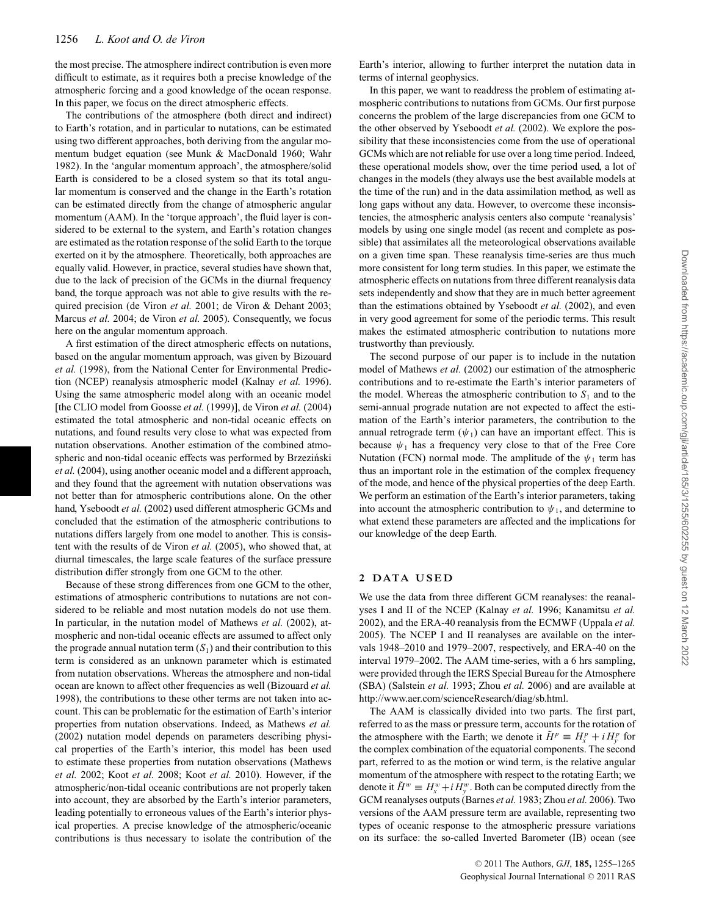the most precise. The atmosphere indirect contribution is even more difficult to estimate, as it requires both a precise knowledge of the atmospheric forcing and a good knowledge of the ocean response. In this paper, we focus on the direct atmospheric effects.

The contributions of the atmosphere (both direct and indirect) to Earth's rotation, and in particular to nutations, can be estimated using two different approaches, both deriving from the angular momentum budget equation (see Munk & MacDonald 1960; Wahr 1982). In the 'angular momentum approach', the atmosphere/solid Earth is considered to be a closed system so that its total angular momentum is conserved and the change in the Earth's rotation can be estimated directly from the change of atmospheric angular momentum (AAM). In the 'torque approach', the fluid layer is considered to be external to the system, and Earth's rotation changes are estimated as the rotation response of the solid Earth to the torque exerted on it by the atmosphere. Theoretically, both approaches are equally valid. However, in practice, several studies have shown that, due to the lack of precision of the GCMs in the diurnal frequency band, the torque approach was not able to give results with the required precision (de Viron *et al.* 2001; de Viron & Dehant 2003; Marcus *et al.* 2004; de Viron *et al.* 2005). Consequently, we focus here on the angular momentum approach.

A first estimation of the direct atmospheric effects on nutations, based on the angular momentum approach, was given by Bizouard *et al.* (1998), from the National Center for Environmental Prediction (NCEP) reanalysis atmospheric model (Kalnay *et al.* 1996). Using the same atmospheric model along with an oceanic model [the CLIO model from Goosse *et al.* (1999)], de Viron *et al.* (2004) estimated the total atmospheric and non-tidal oceanic effects on nutations, and found results very close to what was expected from nutation observations. Another estimation of the combined atmospheric and non-tidal oceanic effects was performed by Brzeziński *et al.* (2004), using another oceanic model and a different approach, and they found that the agreement with nutation observations was not better than for atmospheric contributions alone. On the other hand, Yseboodt *et al.* (2002) used different atmospheric GCMs and concluded that the estimation of the atmospheric contributions to nutations differs largely from one model to another. This is consistent with the results of de Viron *et al.* (2005), who showed that, at diurnal timescales, the large scale features of the surface pressure distribution differ strongly from one GCM to the other.

Because of these strong differences from one GCM to the other, estimations of atmospheric contributions to nutations are not considered to be reliable and most nutation models do not use them. In particular, in the nutation model of Mathews *et al.* (2002), atmospheric and non-tidal oceanic effects are assumed to affect only the prograde annual nutation term ($S_1$) and their contribution to this term is considered as an unknown parameter which is estimated from nutation observations. Whereas the atmosphere and non-tidal ocean are known to affect other frequencies as well (Bizouard *et al.* 1998), the contributions to these other terms are not taken into account. This can be problematic for the estimation of Earth's interior properties from nutation observations. Indeed, as Mathews *et al.* (2002) nutation model depends on parameters describing physical properties of the Earth's interior, this model has been used to estimate these properties from nutation observations (Mathews *et al.* 2002; Koot *et al.* 2008; Koot *et al.* 2010). However, if the atmospheric/non-tidal oceanic contributions are not properly taken into account, they are absorbed by the Earth's interior parameters, leading potentially to erroneous values of the Earth's interior physical properties. A precise knowledge of the atmospheric/oceanic contributions is thus necessary to isolate the contribution of the Earth's interior, allowing to further interpret the nutation data in terms of internal geophysics.

In this paper, we want to readdress the problem of estimating atmospheric contributions to nutations from GCMs. Our first purpose concerns the problem of the large discrepancies from one GCM to the other observed by Yseboodt *et al.* (2002). We explore the possibility that these inconsistencies come from the use of operational GCMs which are not reliable for use over a long time period. Indeed, these operational models show, over the time period used, a lot of changes in the models (they always use the best available models at the time of the run) and in the data assimilation method, as well as long gaps without any data. However, to overcome these inconsistencies, the atmospheric analysis centers also compute 'reanalysis' models by using one single model (as recent and complete as possible) that assimilates all the meteorological observations available on a given time span. These reanalysis time-series are thus much more consistent for long term studies. In this paper, we estimate the atmospheric effects on nutations from three different reanalysis data sets independently and show that they are in much better agreement than the estimations obtained by Yseboodt *et al.* (2002), and even in very good agreement for some of the periodic terms. This result makes the estimated atmospheric contribution to nutations more trustworthy than previously.

The second purpose of our paper is to include in the nutation model of Mathews *et al.* (2002) our estimation of the atmospheric contributions and to re-estimate the Earth's interior parameters of the model. Whereas the atmospheric contribution to $S_1$ and to the semi-annual prograde nutation are not expected to affect the estimation of the Earth's interior parameters, the contribution to the annual retrograde term ($\psi_1$) can have an important effect. This is because $\psi_1$ has a frequency very close to that of the Free Core Nutation (FCN) normal mode. The amplitude of the $\psi_1$ term has thus an important role in the estimation of the complex frequency of the mode, and hence of the physical properties of the deep Earth. We perform an estimation of the Earth's interior parameters, taking into account the atmospheric contribution to $\psi_1$, and determine to what extend these parameters are affected and the implications for our knowledge of the deep Earth.

## 2 DATA USED

We use the data from three different GCM reanalyses: the reanalyses I and II of the NCEP (Kalnay *et al.* 1996; Kanamitsu *et al.* 2002), and the ERA-40 reanalysis from the ECMWF (Uppala *et al.* 2005). The NCEP I and II reanalyses are available on the intervals 1948–2010 and 1979–2007, respectively, and ERA-40 on the interval 1979–2002. The AAM time-series, with a 6 hrs sampling, were provided through the IERS Special Bureau for the Atmosphere (SBA) (Salstein *et al.* 1993; Zhou *et al.* 2006) and are available at http://www.aer.com/scienceResearch/diag/sb.html.

The AAM is classically divided into two parts. The first part, referred to as the mass or pressure term, accounts for the rotation of the atmosphere with the Earth; we denote it $\tilde{H}^p \equiv H_x^p + i H_y^p$ for the complex combination of the equatorial components. The second part, referred to as the motion or wind term, is the relative angular momentum of the atmosphere with respect to the rotating Earth; we denote it $\tilde{H}^w \equiv H_x^w + i H_y^w$. Both can be computed directly from the GCM reanalyses outputs (Barnes *et al.* 1983; Zhou *et al.* 2006). Two versions of the AAM pressure term are available, representing two types of oceanic response to the atmospheric pressure variations on its surface: the so-called Inverted Barometer (IB) ocean (see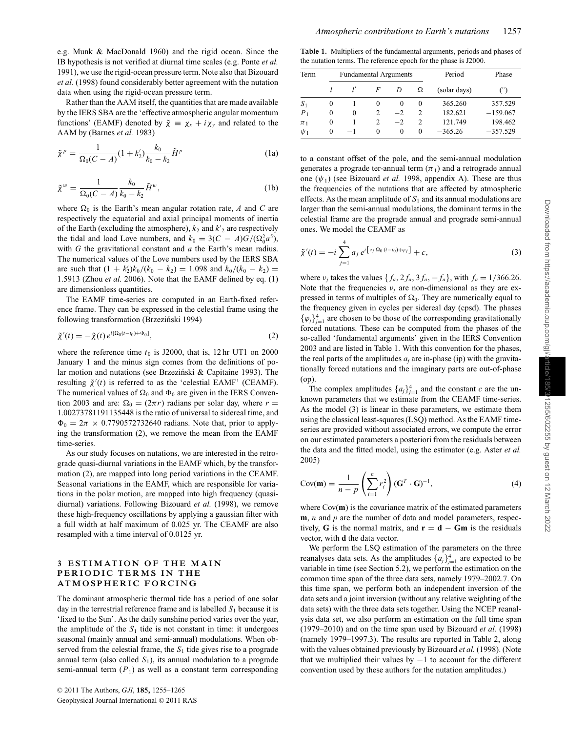e.g. Munk & MacDonald 1960) and the rigid ocean. Since the IB hypothesis is not verified at diurnal time scales (e.g. Ponte *et al.* 1991), we use the rigid-ocean pressure term. Note also that Bizouard *et al.* (1998) found considerably better agreement with the nutation data when using the rigid-ocean pressure term.

Rather than the AAM itself, the quantities that are made available by the IERS SBA are the 'effective atmospheric angular momentum functions' (EAMF) denoted by $\tilde{\chi} \equiv \chi_x + i\chi_y$ and related to the AAM by (Barnes *et al.* 1983)

$$\tilde{\chi}^p = \frac{1}{\Omega_0(C-A)}(1+k_2')\frac{k_0}{k_0-k_2}\tilde{H}^p \tag{1a}$$

$$\tilde{\chi}^w = \frac{1}{\Omega_0(C-A)}\frac{k_0}{k_0-k_2}\tilde{H}^w, \tag{1b}$$

where $\Omega_0$ is the Earth's mean angular rotation rate, $A$ and $C$ are respectively the equatorial and axial principal moments of inertia of the Earth (excluding the atmosphere), $k_2$ and $k'_2$ are respectively the tidal and load Love numbers, and $k_0 = 3(C-A)G/(\Omega_0^2 a^5)$, with $G$ the gravitational constant and $a$ the Earth's mean radius. The numerical values of the Love numbers used by the IERS SBA are such that $(1+k_2')k_0/(k_0-k_2) = 1.098$ and $k_0/(k_0-k_2) = 1.5913$ (Zhou *et al.* 2006). Note that the EAMF defined by eq. (1) are dimensionless quantities.

The EAMF time-series are computed in an Earth-fixed reference frame. They can be expressed in the celestial frame using the following transformation (Brzeziński 1994)

$$\tilde{\chi}'(t) = -\tilde{\chi}(t)\, e^{i[\Omega_0(t-t_0)+\Phi_0]}, \tag{2}$$

where the reference time $t_0$ is J2000, that is, 12 hr UT1 on 2000 January 1 and the minus sign comes from the definitions of polar motion and nutations (see Brzeziński & Capitaine 1993). The resulting $\tilde{\chi}'(t)$ is referred to as the 'celestial EAMF' (CEAMF). The numerical values of $\Omega_0$ and $\Phi_0$ are given in the IERS Convention 2003 and are: $\Omega_0 = (2\pi r)$ radians per solar day, where $r = 1.00273781191135448$ is the ratio of universal to sidereal time, and $\Phi_0 = 2\pi \times 0.7790572732640$ radians. Note that, prior to applying the transformation (2), we remove the mean from the EAMF time-series.

As our study focuses on nutations, we are interested in the retrograde quasi-diurnal variations in the EAMF which, by the transformation (2), are mapped into long period variations in the CEAMF. Seasonal variations in the EAMF, which are responsible for variations in the polar motion, are mapped into high frequency (quasi-diurnal) variations. Following Bizouard *et al.* (1998), we remove these high-frequency oscillations by applying a gaussian filter with a full width at half maximum of 0.025 yr. The CEAMF are also resampled with a time interval of 0.0125 yr.

## 3 ESTIMATION OF THE MAIN PERIODIC TERMS IN THE ATMOSPHERIC FORCING

The dominant atmospheric thermal tide has a period of one solar day in the terrestrial reference frame and is labelled $S_1$ because it is 'fixed to the Sun'. As the daily sunshine period varies over the year, the amplitude of the $S_1$ tide is not constant in time: it undergoes seasonal (mainly annual and semi-annual) modulations. When observed from the celestial frame, the $S_1$ tide gives rise to a prograde annual term (also called $S_1$), its annual modulation to a prograde semi-annual term ($P_1$) as well as a constant term corresponding to a constant offset of the pole, and the semi-annual modulation generates a prograde ter-annual term ($\pi_1$) and a retrograde annual one ($\psi_1$) (see Bizouard *et al.* 1998, appendix A). These are thus the frequencies of the nutations that are affected by atmospheric effects. As the mean amplitude of $S_1$ and its annual modulations are larger than the semi-annual modulations, the dominant terms in the celestial frame are the prograde annual and prograde semi-annual ones. We model the CEAMF as

$$\tilde{\chi}'(t) = -i\sum_{j=1}^{4} a_j\, e^{i\left[\nu_j\,\Omega_0\,(t-t_0)+\varphi_j\right]} + c, \tag{3}$$

where $\nu_j$ takes the values $\{f_a, 2f_a, 3f_a, -f_a\}$, with $f_a = 1/366.26$. Note that the frequencies $\nu_j$ are non-dimensional as they are expressed in terms of multiples of $\Omega_0$. They are numerically equal to the frequency given in cycles per sidereal day (cpsd). The phases $\{\varphi_j\}_{j=1}^4$ are chosen to be those of the corresponding gravitationally forced nutations. These can be computed from the phases of the so-called 'fundamental arguments' given in the IERS Convention 2003 and are listed in Table 1. With this convention for the phases, the real parts of the amplitudes $a_j$ are in-phase (ip) with the gravitationally forced nutations and the imaginary parts are out-of-phase (op).

**Table 1.** Multipliers of the fundamental arguments, periods and phases of the nutation terms. The reference epoch for the phase is J2000.

| Term | Fundamental Arguments | | | | | Period | Phase |
|---|---|---|---|---|---|---|---|
| | $l$ | $l'$ | $F$ | $D$ | $\Omega$ | (solar days) | (°) |
| $S_1$ | 0 | 1 | 0 | 0 | 0 | 365.260 | 357.529 |
| $P_1$ | 0 | 0 | 2 | −2 | 2 | 182.621 | −159.067 |
| $\pi_1$ | 0 | 1 | 2 | −2 | 2 | 121.749 | 198.462 |
| $\psi_1$ | 0 | −1 | 0 | 0 | 0 | −365.26 | −357.529 |

The complex amplitudes $\{a_j\}_{j=1}^4$ and the constant $c$ are the unknown parameters that we estimate from the CEAMF time-series. As the model (3) is linear in these parameters, we estimate them using the classical least-squares (LSQ) method. As the EAMF time-series are provided without associated errors, we compute the error on our estimated parameters a posteriori from the residuals between the data and the fitted model, using the estimator (e.g. Aster *et al.* 2005)

$$\mathrm{Cov}(\mathbf{m}) = \frac{1}{n-p}\left(\sum_{i=1}^{n} r_i^2\right)(\mathbf{G}^T\cdot\mathbf{G})^{-1}, \tag{4}$$

where $\mathrm{Cov}(\mathbf{m})$ is the covariance matrix of the estimated parameters $\mathbf{m}$, $n$ and $p$ are the number of data and model parameters, respectively, $\mathbf{G}$ is the normal matrix, and $\mathbf{r} = \mathbf{d} - \mathbf{Gm}$ is the residuals vector, with $\mathbf{d}$ the data vector.

We perform the LSQ estimation of the parameters on the three reanalyses data sets. As the amplitudes $\{a_j\}_{j=1}^4$ are expected to be variable in time (see Section 5.2), we perform the estimation on the common time span of the three data sets, namely 1979–2002.7. On this time span, we perform both an independent inversion of the data sets and a joint inversion (without any relative weighting of the data sets) with the three data sets together. Using the NCEP reanalysis data set, we also perform an estimation on the full time span (1979–2010) and on the time span used by Bizouard *et al.* (1998) (namely 1979–1997.3). The results are reported in Table 2, along with the values obtained previously by Bizouard *et al.* (1998). (Note that we multiplied their values by −1 to account for the different convention used by these authors for the nutation amplitudes.)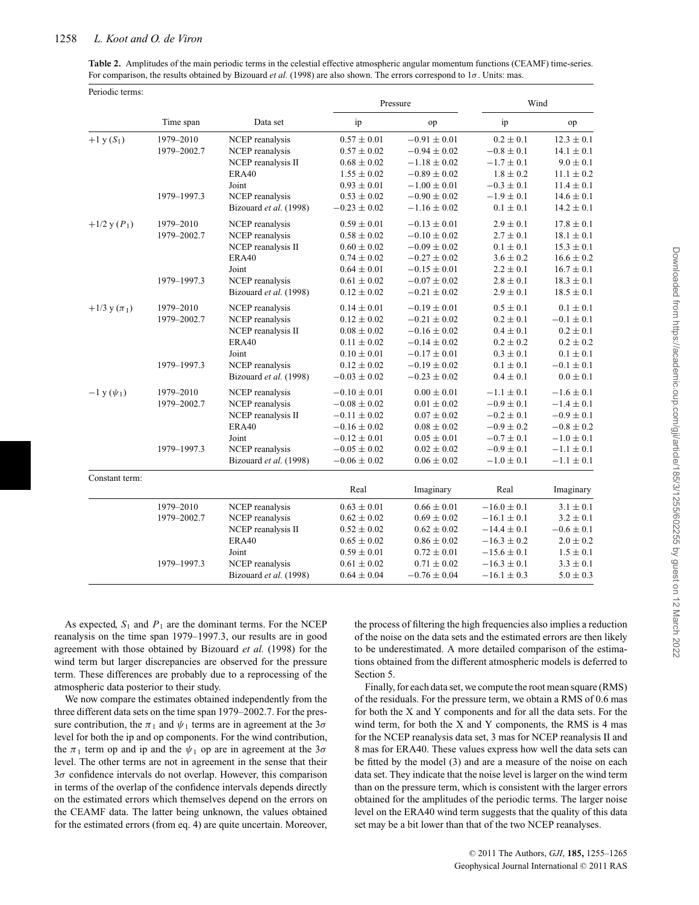**Table 2.** Amplitudes of the main periodic terms in the celestial effective atmospheric angular momentum functions (CEAMF) time-series. For comparison, the results obtained by Bizouard *et al.* (1998) are also shown. The errors correspond to $1\sigma$. Units: mas.

| Periodic terms: | | | Pressure | | Wind | |
|---|---|---|---|---|---|---|
| | Time span | Data set | ip | op | ip | op |
| $+1$ y ($S_1$) | 1979–2010 | NCEP reanalysis | $0.57 \pm 0.01$ | $-0.91 \pm 0.01$ | $0.2 \pm 0.1$ | $12.3 \pm 0.1$ |
| | 1979–2002.7 | NCEP reanalysis | $0.57 \pm 0.02$ | $-0.94 \pm 0.02$ | $-0.8 \pm 0.1$ | $14.1 \pm 0.1$ |
| | | NCEP reanalysis II | $0.68 \pm 0.02$ | $-1.18 \pm 0.02$ | $-1.7 \pm 0.1$ | $9.0 \pm 0.1$ |
| | | ERA40 | $1.55 \pm 0.02$ | $-0.89 \pm 0.02$ | $1.8 \pm 0.2$ | $11.1 \pm 0.2$ |
| | | Joint | $0.93 \pm 0.01$ | $-1.00 \pm 0.01$ | $-0.3 \pm 0.1$ | $11.4 \pm 0.1$ |
| | 1979–1997.3 | NCEP reanalysis | $0.53 \pm 0.02$ | $-0.90 \pm 0.02$ | $-1.9 \pm 0.1$ | $14.6 \pm 0.1$ |
| | | Bizouard *et al.* (1998) | $-0.23 \pm 0.02$ | $-1.16 \pm 0.02$ | $0.1 \pm 0.1$ | $14.2 \pm 0.1$ |
| $+1/2$ y ($P_1$) | 1979–2010 | NCEP reanalysis | $0.59 \pm 0.01$ | $-0.13 \pm 0.01$ | $2.9 \pm 0.1$ | $17.8 \pm 0.1$ |
| | 1979–2002.7 | NCEP reanalysis | $0.58 \pm 0.02$ | $-0.10 \pm 0.02$ | $2.7 \pm 0.1$ | $18.1 \pm 0.1$ |
| | | NCEP reanalysis II | $0.60 \pm 0.02$ | $-0.09 \pm 0.02$ | $0.1 \pm 0.1$ | $15.3 \pm 0.1$ |
| | | ERA40 | $0.74 \pm 0.02$ | $-0.27 \pm 0.02$ | $3.6 \pm 0.2$ | $16.6 \pm 0.2$ |
| | | Joint | $0.64 \pm 0.01$ | $-0.15 \pm 0.01$ | $2.2 \pm 0.1$ | $16.7 \pm 0.1$ |
| | 1979–1997.3 | NCEP reanalysis | $0.61 \pm 0.02$ | $-0.07 \pm 0.02$ | $2.8 \pm 0.1$ | $18.3 \pm 0.1$ |
| | | Bizouard *et al.* (1998) | $0.12 \pm 0.02$ | $-0.21 \pm 0.02$ | $2.9 \pm 0.1$ | $18.5 \pm 0.1$ |
| $+1/3$ y ($\pi_1$) | 1979–2010 | NCEP reanalysis | $0.14 \pm 0.01$ | $-0.19 \pm 0.01$ | $0.5 \pm 0.1$ | $0.1 \pm 0.1$ |
| | 1979–2002.7 | NCEP reanalysis | $0.12 \pm 0.02$ | $-0.21 \pm 0.02$ | $0.2 \pm 0.1$ | $-0.1 \pm 0.1$ |
| | | NCEP reanalysis II | $0.08 \pm 0.02$ | $-0.16 \pm 0.02$ | $0.4 \pm 0.1$ | $0.2 \pm 0.1$ |
| | | ERA40 | $0.11 \pm 0.02$ | $-0.14 \pm 0.02$ | $0.2 \pm 0.2$ | $0.2 \pm 0.2$ |
| | | Joint | $0.10 \pm 0.01$ | $-0.17 \pm 0.01$ | $0.3 \pm 0.1$ | $0.1 \pm 0.1$ |
| | 1979–1997.3 | NCEP reanalysis | $0.12 \pm 0.02$ | $-0.19 \pm 0.02$ | $0.1 \pm 0.1$ | $-0.1 \pm 0.1$ |
| | | Bizouard *et al.* (1998) | $-0.03 \pm 0.02$ | $-0.23 \pm 0.02$ | $0.4 \pm 0.1$ | $0.0 \pm 0.1$ |
| $-1$ y ($\psi_1$) | 1979–2010 | NCEP reanalysis | $-0.10 \pm 0.01$ | $0.00 \pm 0.01$ | $-1.1 \pm 0.1$ | $-1.6 \pm 0.1$ |
| | 1979–2002.7 | NCEP reanalysis | $-0.08 \pm 0.02$ | $0.01 \pm 0.02$ | $-0.9 \pm 0.1$ | $-1.4 \pm 0.1$ |
| | | NCEP reanalysis II | $-0.11 \pm 0.02$ | $0.07 \pm 0.02$ | $-0.2 \pm 0.1$ | $-0.9 \pm 0.1$ |
| | | ERA40 | $-0.16 \pm 0.02$ | $0.08 \pm 0.02$ | $-0.9 \pm 0.2$ | $-0.8 \pm 0.2$ |
| | | Joint | $-0.12 \pm 0.01$ | $0.05 \pm 0.01$ | $-0.7 \pm 0.1$ | $-1.0 \pm 0.1$ |
| | 1979–1997.3 | NCEP reanalysis | $-0.05 \pm 0.02$ | $0.02 \pm 0.02$ | $-0.9 \pm 0.1$ | $-1.1 \pm 0.1$ |
| | | Bizouard *et al.* (1998) | $-0.06 \pm 0.02$ | $0.06 \pm 0.02$ | $-1.0 \pm 0.1$ | $-1.1 \pm 0.1$ |
| Constant term: | | | Real | Imaginary | Real | Imaginary |
| | 1979–2010 | NCEP reanalysis | $0.63 \pm 0.01$ | $0.66 \pm 0.01$ | $-16.0 \pm 0.1$ | $3.1 \pm 0.1$ |
| | 1979–2002.7 | NCEP reanalysis | $0.62 \pm 0.02$ | $0.69 \pm 0.02$ | $-16.1 \pm 0.1$ | $3.2 \pm 0.1$ |
| | | NCEP reanalysis II | $0.52 \pm 0.02$ | $0.62 \pm 0.02$ | $-14.4 \pm 0.1$ | $-0.6 \pm 0.1$ |
| | | ERA40 | $0.65 \pm 0.02$ | $0.86 \pm 0.02$ | $-16.3 \pm 0.2$ | $2.0 \pm 0.2$ |
| | | Joint | $0.59 \pm 0.01$ | $0.72 \pm 0.01$ | $-15.6 \pm 0.1$ | $1.5 \pm 0.1$ |
| | 1979–1997.3 | NCEP reanalysis | $0.61 \pm 0.02$ | $0.71 \pm 0.02$ | $-16.3 \pm 0.1$ | $3.3 \pm 0.1$ |
| | | Bizouard *et al.* (1998) | $0.64 \pm 0.04$ | $-0.76 \pm 0.04$ | $-16.1 \pm 0.3$ | $5.0 \pm 0.3$ |

As expected, $S_1$ and $P_1$ are the dominant terms. For the NCEP reanalysis on the time span 1979–1997.3, our results are in good agreement with those obtained by Bizouard *et al.* (1998) for the wind term but larger discrepancies are observed for the pressure term. These differences are probably due to a reprocessing of the atmospheric data posterior to their study.

We now compare the estimates obtained independently from the three different data sets on the time span 1979–2002.7. For the pressure contribution, the $\pi_1$ and $\psi_1$ terms are in agreement at the $3\sigma$ level for both the ip and op components. For the wind contribution, the $\pi_1$ term op and ip and the $\psi_1$ op are in agreement at the $3\sigma$ level. The other terms are not in agreement in the sense that their $3\sigma$ confidence intervals do not overlap. However, this comparison in terms of the overlap of the confidence intervals depends directly on the estimated errors which themselves depend on the errors on the CEAMF data. The latter being unknown, the values obtained for the estimated errors (from eq. 4) are quite uncertain. Moreover, the process of filtering the high frequencies also implies a reduction of the noise on the data sets and the estimated errors are then likely to be underestimated. A more detailed comparison of the estimations obtained from the different atmospheric models is deferred to Section 5.

Finally, for each data set, we compute the root mean square (RMS) of the residuals. For the pressure term, we obtain a RMS of 0.6 mas for both the X and Y components and for all the data sets. For the wind term, for both the X and Y components, the RMS is 4 mas for the NCEP reanalysis data set, 3 mas for NCEP reanalysis II and 8 mas for ERA40. These values express how well the data sets can be fitted by the model (3) and are a measure of the noise on each data set. They indicate that the noise level is larger on the wind term than on the pressure term, which is consistent with the larger errors obtained for the amplitudes of the periodic terms. The larger noise level on the ERA40 wind term suggests that the quality of this data set may be a bit lower than that of the two NCEP reanalyses.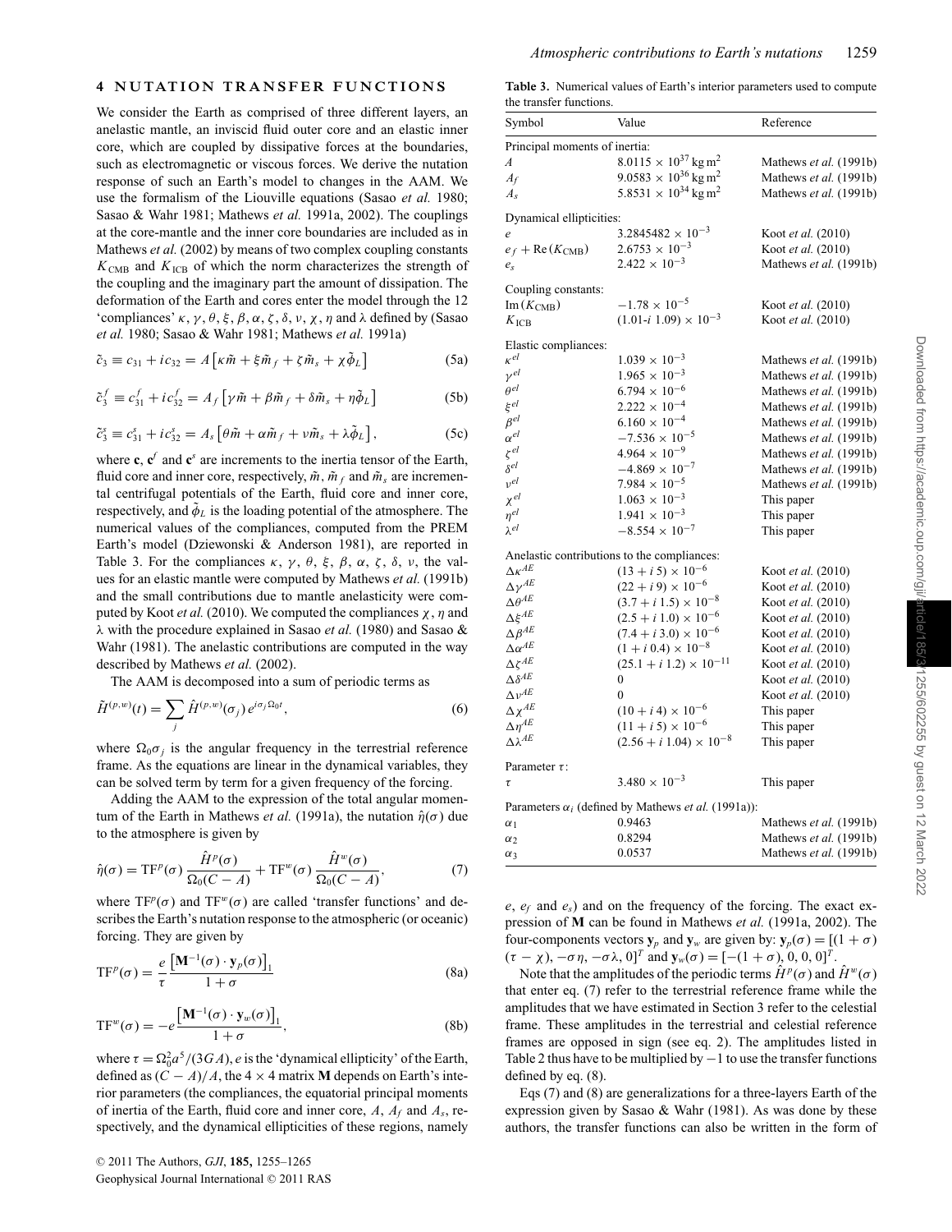## 4 NUTATION TRANSFER FUNCTIONS

We consider the Earth as comprised of three different layers, an anelastic mantle, an inviscid fluid outer core and an elastic inner core, which are coupled by dissipative forces at the boundaries, such as electromagnetic or viscous forces. We derive the nutation response of such an Earth's model to changes in the AAM. We use the formalism of the Liouville equations (Sasao *et al.* 1980; Sasao & Wahr 1981; Mathews *et al.* 1991a, 2002). The couplings at the core-mantle and the inner core boundaries are included as in Mathews *et al.* (2002) by means of two complex coupling constants $K_{\mathrm{CMB}}$ and $K_{\mathrm{ICB}}$ of which the norm characterizes the strength of the coupling and the imaginary part the amount of dissipation. The deformation of the Earth and cores enter the model through the 12 'compliances' $\kappa, \gamma, \theta, \xi, \beta, \alpha, \zeta, \delta, \nu, \chi, \eta$ and $\lambda$ defined by (Sasao *et al.* 1980; Sasao & Wahr 1981; Mathews *et al.* 1991a)

$$\tilde{c}_3 \equiv c_{31} + ic_{32} = A\left[\kappa\tilde{m} + \xi\tilde{m}_f + \zeta\tilde{m}_s + \chi\tilde{\phi}_L\right] \tag{5a}$$

$$\tilde{c}_3^f \equiv c_{31}^f + ic_{32}^f = A_f\left[\gamma\tilde{m} + \beta\tilde{m}_f + \delta\tilde{m}_s + \eta\tilde{\phi}_L\right] \tag{5b}$$

$$\tilde{c}_3^s \equiv c_{31}^s + ic_{32}^s = A_s\left[\theta\tilde{m} + \alpha\tilde{m}_f + \nu\tilde{m}_s + \lambda\tilde{\phi}_L\right], \tag{5c}$$

where $\mathbf{c}$, $\mathbf{c}^f$ and $\mathbf{c}^s$ are increments to the inertia tensor of the Earth, fluid core and inner core, respectively, $\tilde{m}$, $\tilde{m}_f$ and $\tilde{m}_s$ are incremental centrifugal potentials of the Earth, fluid core and inner core, respectively, and $\tilde{\phi}_L$ is the loading potential of the atmosphere. The numerical values of the compliances, computed from the PREM Earth's model (Dziewonski & Anderson 1981), are reported in Table 3. For the compliances $\kappa, \gamma, \theta, \xi, \beta, \alpha, \zeta, \delta, \nu$, the values for an elastic mantle were computed by Mathews *et al.* (1991b) and the small contributions due to mantle anelasticity were computed by Koot *et al.* (2010). We computed the compliances $\chi, \eta$ and $\lambda$ with the procedure explained in Sasao *et al.* (1980) and Sasao & Wahr (1981). The anelastic contributions are computed in the way described by Mathews *et al.* (2002).

The AAM is decomposed into a sum of periodic terms as

$$\tilde{H}^{(p,w)}(t) = \sum_j \hat{H}^{(p,w)}(\sigma_j)\, e^{i\sigma_j\Omega_0 t}, \tag{6}$$

where $\Omega_0\sigma_j$ is the angular frequency in the terrestrial reference frame. As the equations are linear in the dynamical variables, they can be solved term by term for a given frequency of the forcing.

Adding the AAM to the expression of the total angular momentum of the Earth in Mathews *et al.* (1991a), the nutation $\hat{\eta}(\sigma)$ due to the atmosphere is given by

$$\hat{\eta}(\sigma) = \mathrm{TF}^p(\sigma)\,\frac{\hat{H}^p(\sigma)}{\Omega_0(C-A)} + \mathrm{TF}^w(\sigma)\,\frac{\hat{H}^w(\sigma)}{\Omega_0(C-A)}, \tag{7}$$

where $\mathrm{TF}^p(\sigma)$ and $\mathrm{TF}^w(\sigma)$ are called 'transfer functions' and describes the Earth's nutation response to the atmospheric (or oceanic) forcing. They are given by

$$\mathrm{TF}^p(\sigma) = \frac{e}{\tau}\,\frac{\left[\mathbf{M}^{-1}(\sigma)\cdot\mathbf{y}_p(\sigma)\right]_1}{1+\sigma} \tag{8a}$$

$$\mathrm{TF}^w(\sigma) = -e\,\frac{\left[\mathbf{M}^{-1}(\sigma)\cdot\mathbf{y}_w(\sigma)\right]_1}{1+\sigma}, \tag{8b}$$

where $\tau = \Omega_0^2 a^5/(3GA)$, $e$ is the 'dynamical ellipticity' of the Earth, defined as $(C-A)/A$, the $4\times 4$ matrix $\mathbf{M}$ depends on Earth's interior parameters (the compliances, the equatorial principal moments of inertia of the Earth, fluid core and inner core, $A$, $A_f$ and $A_s$, respectively, and the dynamical ellipticities of these regions, namely $e$, $e_f$ and $e_s$) and on the frequency of the forcing. The exact expression of $\mathbf{M}$ can be found in Mathews *et al.* (1991a, 2002). The four-components vectors $\mathbf{y}_p$ and $\mathbf{y}_w$ are given by: $\mathbf{y}_p(\sigma) = [(1+\sigma)(\tau-\chi), -\sigma\eta, -\sigma\lambda, 0]^T$ and $\mathbf{y}_w(\sigma) = [-(1+\sigma), 0, 0, 0]^T$.

Note that the amplitudes of the periodic terms $\hat{H}^p(\sigma)$ and $\hat{H}^w(\sigma)$ that enter eq. (7) refer to the terrestrial reference frame while the amplitudes that we have estimated in Section 3 refer to the celestial frame. These amplitudes in the terrestrial and celestial reference frames are opposed in sign (see eq. 2). The amplitudes listed in Table 2 thus have to be multiplied by $-1$ to use the transfer functions defined by eq. (8).

Eqs (7) and (8) are generalizations for a three-layers Earth of the expression given by Sasao & Wahr (1981). As was done by these authors, the transfer functions can also be written in the form of

**Table 3.** Numerical values of Earth's interior parameters used to compute the transfer functions.

| Symbol | Value | Reference |
|---|---|---|
| Principal moments of inertia: | | |
| $A$ | $8.0115 \times 10^{37}$ kg m$^2$ | Mathews *et al.* (1991b) |
| $A_f$ | $9.0583 \times 10^{36}$ kg m$^2$ | Mathews *et al.* (1991b) |
| $A_s$ | $5.8531 \times 10^{34}$ kg m$^2$ | Mathews *et al.* (1991b) |
| Dynamical ellipticities: | | |
| $e$ | $3.2845482 \times 10^{-3}$ | Koot *et al.* (2010) |
| $e_f + \mathrm{Re}(K_{\mathrm{CMB}})$ | $2.6753 \times 10^{-3}$ | Koot *et al.* (2010) |
| $e_s$ | $2.422 \times 10^{-3}$ | Mathews *et al.* (1991b) |
| Coupling constants: | | |
| $\mathrm{Im}(K_{\mathrm{CMB}})$ | $-1.78 \times 10^{-5}$ | Koot *et al.* (2010) |
| $K_{\mathrm{ICB}}$ | $(1.01\text{-}i\ 1.09) \times 10^{-3}$ | Koot *et al.* (2010) |
| Elastic compliances: | | |
| $\kappa^{el}$ | $1.039 \times 10^{-3}$ | Mathews *et al.* (1991b) |
| $\gamma^{el}$ | $1.965 \times 10^{-3}$ | Mathews *et al.* (1991b) |
| $\theta^{el}$ | $6.794 \times 10^{-6}$ | Mathews *et al.* (1991b) |
| $\xi^{el}$ | $2.222 \times 10^{-4}$ | Mathews *et al.* (1991b) |
| $\beta^{el}$ | $6.160 \times 10^{-4}$ | Mathews *et al.* (1991b) |
| $\alpha^{el}$ | $-7.536 \times 10^{-5}$ | Mathews *et al.* (1991b) |
| $\zeta^{el}$ | $4.964 \times 10^{-9}$ | Mathews *et al.* (1991b) |
| $\delta^{el}$ | $-4.869 \times 10^{-7}$ | Mathews *et al.* (1991b) |
| $\nu^{el}$ | $7.984 \times 10^{-5}$ | Mathews *et al.* (1991b) |
| $\chi^{el}$ | $1.063 \times 10^{-3}$ | This paper |
| $\eta^{el}$ | $1.941 \times 10^{-3}$ | This paper |
| $\lambda^{el}$ | $-8.554 \times 10^{-7}$ | This paper |
| Anelastic contributions to the compliances: | | |
| $\Delta\kappa^{AE}$ | $(13 + i\ 5) \times 10^{-6}$ | Koot *et al.* (2010) |
| $\Delta\gamma^{AE}$ | $(22 + i\ 9) \times 10^{-6}$ | Koot *et al.* (2010) |
| $\Delta\theta^{AE}$ | $(3.7 + i\ 1.5) \times 10^{-8}$ | Koot *et al.* (2010) |
| $\Delta\xi^{AE}$ | $(2.5 + i\ 1.0) \times 10^{-6}$ | Koot *et al.* (2010) |
| $\Delta\beta^{AE}$ | $(7.4 + i\ 3.0) \times 10^{-6}$ | Koot *et al.* (2010) |
| $\Delta\alpha^{AE}$ | $(1 + i\ 0.4) \times 10^{-8}$ | Koot *et al.* (2010) |
| $\Delta\zeta^{AE}$ | $(25.1 + i\ 1.2) \times 10^{-11}$ | Koot *et al.* (2010) |
| $\Delta\delta^{AE}$ | 0 | Koot *et al.* (2010) |
| $\Delta\nu^{AE}$ | 0 | Koot *et al.* (2010) |
| $\Delta\chi^{AE}$ | $(10 + i\ 4) \times 10^{-6}$ | This paper |
| $\Delta\eta^{AE}$ | $(11 + i\ 5) \times 10^{-6}$ | This paper |
| $\Delta\lambda^{AE}$ | $(2.56 + i\ 1.04) \times 10^{-8}$ | This paper |
| Parameter $\tau$: | | |
| $\tau$ | $3.480 \times 10^{-3}$ | This paper |
| Parameters $\alpha_i$ (defined by Mathews *et al.* (1991a)): | | |
| $\alpha_1$ | 0.9463 | Mathews *et al.* (1991b) |
| $\alpha_2$ | 0.8294 | Mathews *et al.* (1991b) |
| $\alpha_3$ | 0.0537 | Mathews *et al.* (1991b) |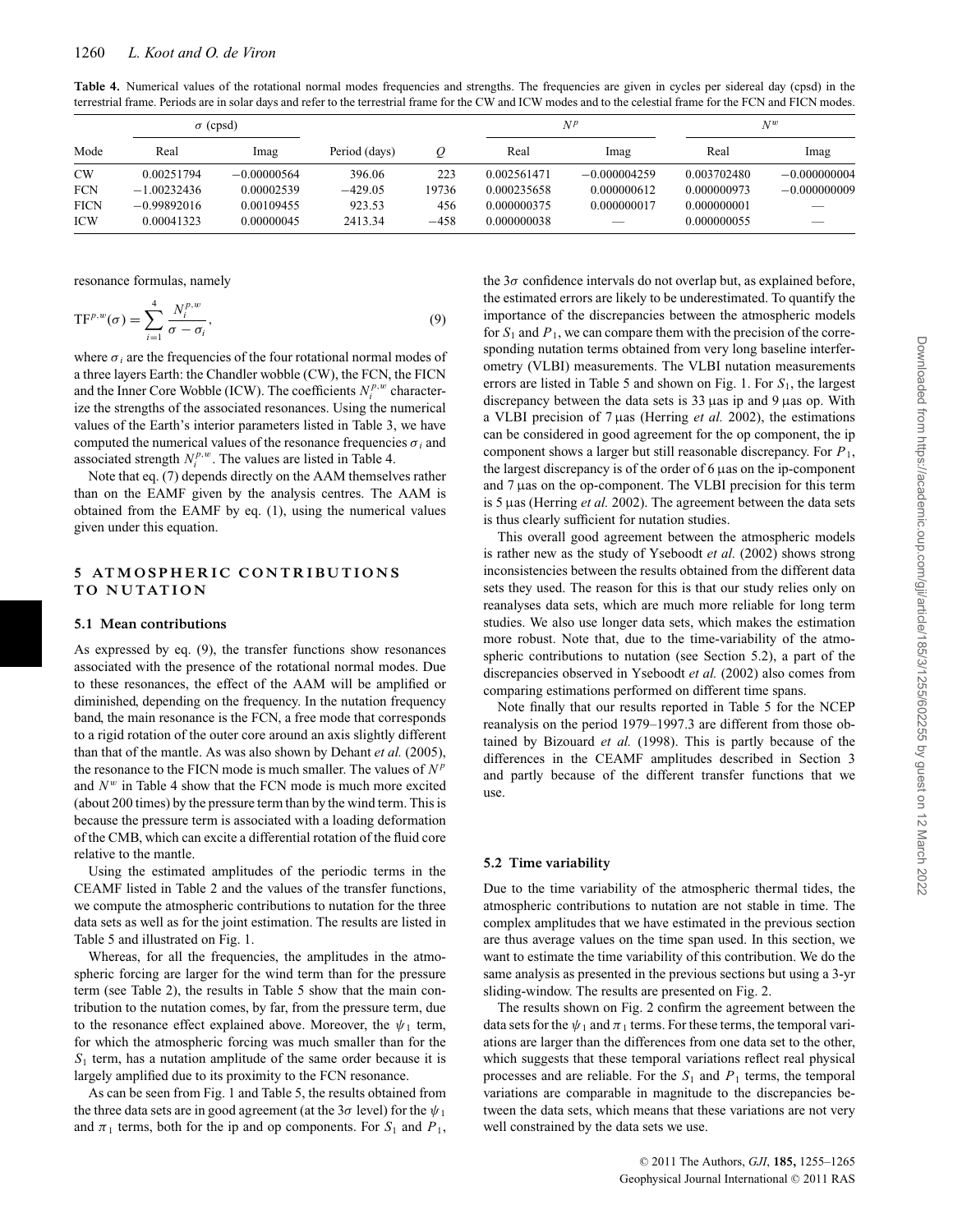**Table 4.** Numerical values of the rotational normal modes frequencies and strengths. The frequencies are given in cycles per sidereal day (cpsd) in the terrestrial frame. Periods are in solar days and refer to the terrestrial frame for the CW and ICW modes and to the celestial frame for the FCN and FICN modes.

| Mode | $\sigma$ (cpsd) | | Period (days) | $Q$ | $N^p$ | | $N^w$ | |
|---|---|---|---|---|---|---|---|---|
| | Real | Imag | | | Real | Imag | Real | Imag |
| CW | 0.00251794 | −0.00000564 | 396.06 | 223 | 0.002561471 | −0.000004259 | 0.003702480 | −0.000000004 |
| FCN | −1.00232436 | 0.00002539 | −429.05 | 19736 | 0.000235658 | 0.000000612 | 0.000000973 | −0.000000009 |
| FICN | −0.99892016 | 0.00109455 | 923.53 | 456 | 0.000000375 | 0.000000017 | 0.000000001 | — |
| ICW | 0.00041323 | 0.00000045 | 2413.34 | −458 | 0.000000038 | — | 0.000000055 | — |

resonance formulas, namely

$$\mathrm{TF}^{p,w}(\sigma) = \sum_{i=1}^{4} \frac{N_i^{p,w}}{\sigma - \sigma_i}, \tag{9}$$

where $\sigma_i$ are the frequencies of the four rotational normal modes of a three layers Earth: the Chandler wobble (CW), the FCN, the FICN and the Inner Core Wobble (ICW). The coefficients $N_i^{p,w}$ characterize the strengths of the associated resonances. Using the numerical values of the Earth's interior parameters listed in Table 3, we have computed the numerical values of the resonance frequencies $\sigma_i$ and associated strength $N_i^{p,w}$. The values are listed in Table 4.

Note that eq. (7) depends directly on the AAM themselves rather than on the EAMF given by the analysis centres. The AAM is obtained from the EAMF by eq. (1), using the numerical values given under this equation.

## 5 ATMOSPHERIC CONTRIBUTIONS TO NUTATION

### 5.1 Mean contributions

As expressed by eq. (9), the transfer functions show resonances associated with the presence of the rotational normal modes. Due to these resonances, the effect of the AAM will be amplified or diminished, depending on the frequency. In the nutation frequency band, the main resonance is the FCN, a free mode that corresponds to a rigid rotation of the outer core around an axis slightly different than that of the mantle. As was also shown by Dehant *et al.* (2005), the resonance to the FICN mode is much smaller. The values of $N^p$ and $N^w$ in Table 4 show that the FCN mode is much more excited (about 200 times) by the pressure term than by the wind term. This is because the pressure term is associated with a loading deformation of the CMB, which can excite a differential rotation of the fluid core relative to the mantle.

Using the estimated amplitudes of the periodic terms in the CEAMF listed in Table 2 and the values of the transfer functions, we compute the atmospheric contributions to nutation for the three data sets as well as for the joint estimation. The results are listed in Table 5 and illustrated on Fig. 1.

Whereas, for all the frequencies, the amplitudes in the atmospheric forcing are larger for the wind term than for the pressure term (see Table 2), the results in Table 5 show that the main contribution to the nutation comes, by far, from the pressure term, due to the resonance effect explained above. Moreover, the $\psi_1$ term, for which the atmospheric forcing was much smaller than for the $S_1$ term, has a nutation amplitude of the same order because it is largely amplified due to its proximity to the FCN resonance.

As can be seen from Fig. 1 and Table 5, the results obtained from the three data sets are in good agreement (at the $3\sigma$ level) for the $\psi_1$ and $\pi_1$ terms, both for the ip and op components. For $S_1$ and $P_1$, the $3\sigma$ confidence intervals do not overlap but, as explained before, the estimated errors are likely to be underestimated. To quantify the importance of the discrepancies between the atmospheric models for $S_1$ and $P_1$, we can compare them with the precision of the corresponding nutation terms obtained from very long baseline interferometry (VLBI) measurements. The VLBI nutation measurements errors are listed in Table 5 and shown on Fig. 1. For $S_1$, the largest discrepancy between the data sets is 33 μas ip and 9 μas op. With a VLBI precision of 7 μas (Herring *et al.* 2002), the estimations can be considered in good agreement for the op component, the ip component shows a larger but still reasonable discrepancy. For $P_1$, the largest discrepancy is of the order of 6 μas on the ip-component and 7 μas on the op-component. The VLBI precision for this term is 5 μas (Herring *et al.* 2002). The agreement between the data sets is thus clearly sufficient for nutation studies.

This overall good agreement between the atmospheric models is rather new as the study of Yseboodt *et al.* (2002) shows strong inconsistencies between the results obtained from the different data sets they used. The reason for this is that our study relies only on reanalyses data sets, which are much more reliable for long term studies. We also use longer data sets, which makes the estimation more robust. Note that, due to the time-variability of the atmospheric contributions to nutation (see Section 5.2), a part of the discrepancies observed in Yseboodt *et al.* (2002) also comes from comparing estimations performed on different time spans.

Note finally that our results reported in Table 5 for the NCEP reanalysis on the period 1979–1997.3 are different from those obtained by Bizouard *et al.* (1998). This is partly because of the differences in the CEAMF amplitudes described in Section 3 and partly because of the different transfer functions that we use.

### 5.2 Time variability

Due to the time variability of the atmospheric thermal tides, the atmospheric contributions to nutation are not stable in time. The complex amplitudes that we have estimated in the previous section are thus average values on the time span used. In this section, we want to estimate the time variability of this contribution. We do the same analysis as presented in the previous sections but using a 3-yr sliding-window. The results are presented on Fig. 2.

The results shown on Fig. 2 confirm the agreement between the data sets for the $\psi_1$ and $\pi_1$ terms. For these terms, the temporal variations are larger than the differences from one data set to the other, which suggests that these temporal variations reflect real physical processes and are reliable. For the $S_1$ and $P_1$ terms, the temporal variations are comparable in magnitude to the discrepancies between the data sets, which means that these variations are not very well constrained by the data sets we use.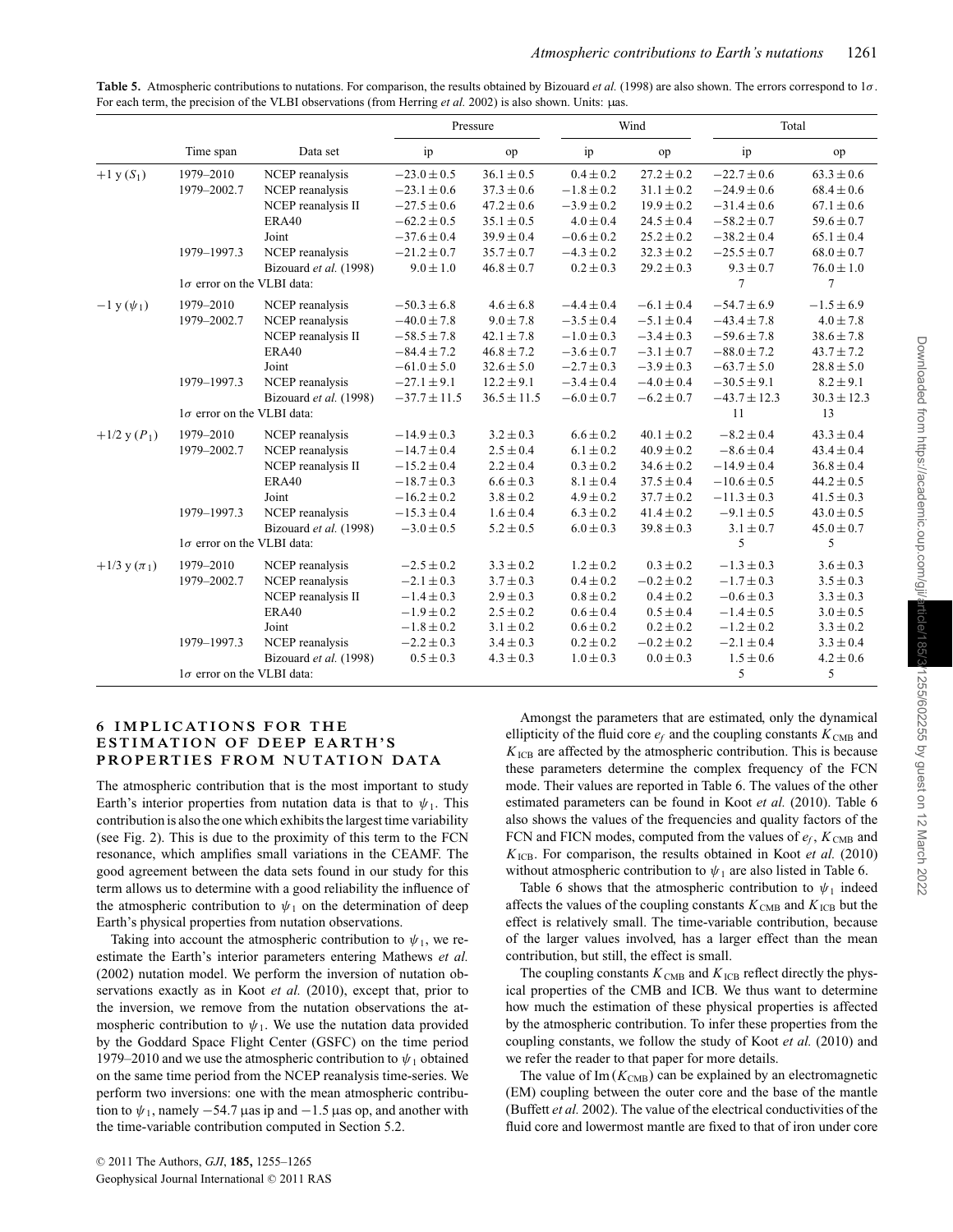**Table 5.** Atmospheric contributions to nutations. For comparison, the results obtained by Bizouard *et al.* (1998) are also shown. The errors correspond to 1$\sigma$. For each term, the precision of the VLBI observations (from Herring *et al.* 2002) is also shown. Units: μas.

| | Time span | Data set | Pressure | | Wind | | Total | |
|---|---|---|---|---|---|---|---|---|
| | | | ip | op | ip | op | ip | op |
| +1 y ($S_1$) | 1979–2010 | NCEP reanalysis | $-23.0 \pm 0.5$ | $36.1 \pm 0.5$ | $0.4 \pm 0.2$ | $27.2 \pm 0.2$ | $-22.7 \pm 0.6$ | $63.3 \pm 0.6$ |
| | 1979–2002.7 | NCEP reanalysis | $-23.1 \pm 0.6$ | $37.3 \pm 0.6$ | $-1.8 \pm 0.2$ | $31.1 \pm 0.2$ | $-24.9 \pm 0.6$ | $68.4 \pm 0.6$ |
| | | NCEP reanalysis II | $-27.5 \pm 0.6$ | $47.2 \pm 0.6$ | $-3.9 \pm 0.2$ | $19.9 \pm 0.2$ | $-31.4 \pm 0.6$ | $67.1 \pm 0.6$ |
| | | ERA40 | $-62.2 \pm 0.5$ | $35.1 \pm 0.5$ | $4.0 \pm 0.4$ | $24.5 \pm 0.4$ | $-58.2 \pm 0.7$ | $59.6 \pm 0.7$ |
| | | Joint | $-37.6 \pm 0.4$ | $39.9 \pm 0.4$ | $-0.6 \pm 0.2$ | $25.2 \pm 0.2$ | $-38.2 \pm 0.4$ | $65.1 \pm 0.4$ |
| | 1979–1997.3 | NCEP reanalysis | $-21.2 \pm 0.7$ | $35.7 \pm 0.7$ | $-4.3 \pm 0.2$ | $32.3 \pm 0.2$ | $-25.5 \pm 0.7$ | $68.0 \pm 0.7$ |
| | | Bizouard *et al.* (1998) | $9.0 \pm 1.0$ | $46.8 \pm 0.7$ | $0.2 \pm 0.3$ | $29.2 \pm 0.3$ | $9.3 \pm 0.7$ | $76.0 \pm 1.0$ |
| | 1$\sigma$ error on the VLBI data: | | | | | | 7 | 7 |
| −1 y ($\psi_1$) | 1979–2010 | NCEP reanalysis | $-50.3 \pm 6.8$ | $4.6 \pm 6.8$ | $-4.4 \pm 0.4$ | $-6.1 \pm 0.4$ | $-54.7 \pm 6.9$ | $-1.5 \pm 6.9$ |
| | 1979–2002.7 | NCEP reanalysis | $-40.0 \pm 7.8$ | $9.0 \pm 7.8$ | $-3.5 \pm 0.4$ | $-5.1 \pm 0.4$ | $-43.4 \pm 7.8$ | $4.0 \pm 7.8$ |
| | | NCEP reanalysis II | $-58.5 \pm 7.8$ | $42.1 \pm 7.8$ | $-1.0 \pm 0.3$ | $-3.4 \pm 0.3$ | $-59.6 \pm 7.8$ | $38.6 \pm 7.8$ |
| | | ERA40 | $-84.4 \pm 7.2$ | $46.8 \pm 7.2$ | $-3.6 \pm 0.7$ | $-3.1 \pm 0.7$ | $-88.0 \pm 7.2$ | $43.7 \pm 7.2$ |
| | | Joint | $-61.0 \pm 5.0$ | $32.6 \pm 5.0$ | $-2.7 \pm 0.3$ | $-3.9 \pm 0.3$ | $-63.7 \pm 5.0$ | $28.8 \pm 5.0$ |
| | 1979–1997.3 | NCEP reanalysis | $-27.1 \pm 9.1$ | $12.2 \pm 9.1$ | $-3.4 \pm 0.4$ | $-4.0 \pm 0.4$ | $-30.5 \pm 9.1$ | $8.2 \pm 9.1$ |
| | | Bizouard *et al.* (1998) | $-37.7 \pm 11.5$ | $36.5 \pm 11.5$ | $-6.0 \pm 0.7$ | $-6.2 \pm 0.7$ | $-43.7 \pm 12.3$ | $30.3 \pm 12.3$ |
| | 1$\sigma$ error on the VLBI data: | | | | | | 11 | 13 |
| +1/2 y ($P_1$) | 1979–2010 | NCEP reanalysis | $-14.9 \pm 0.3$ | $3.2 \pm 0.3$ | $6.6 \pm 0.2$ | $40.1 \pm 0.2$ | $-8.2 \pm 0.4$ | $43.3 \pm 0.4$ |
| | 1979–2002.7 | NCEP reanalysis | $-14.7 \pm 0.4$ | $2.5 \pm 0.4$ | $6.1 \pm 0.2$ | $40.9 \pm 0.2$ | $-8.6 \pm 0.4$ | $43.4 \pm 0.4$ |
| | | NCEP reanalysis II | $-15.2 \pm 0.4$ | $2.2 \pm 0.4$ | $0.3 \pm 0.2$ | $34.6 \pm 0.2$ | $-14.9 \pm 0.4$ | $36.8 \pm 0.4$ |
| | | ERA40 | $-18.7 \pm 0.3$ | $6.6 \pm 0.3$ | $8.1 \pm 0.4$ | $37.5 \pm 0.4$ | $-10.6 \pm 0.5$ | $44.2 \pm 0.5$ |
| | | Joint | $-16.2 \pm 0.2$ | $3.8 \pm 0.2$ | $4.9 \pm 0.2$ | $37.7 \pm 0.2$ | $-11.3 \pm 0.3$ | $41.5 \pm 0.3$ |
| | 1979–1997.3 | NCEP reanalysis | $-15.3 \pm 0.4$ | $1.6 \pm 0.4$ | $6.3 \pm 0.2$ | $41.4 \pm 0.2$ | $-9.1 \pm 0.5$ | $43.0 \pm 0.5$ |
| | | Bizouard *et al.* (1998) | $-3.0 \pm 0.5$ | $5.2 \pm 0.5$ | $6.0 \pm 0.3$ | $39.8 \pm 0.3$ | $3.1 \pm 0.7$ | $45.0 \pm 0.7$ |
| | 1$\sigma$ error on the VLBI data: | | | | | | 5 | 5 |
| +1/3 y ($\pi_1$) | 1979–2010 | NCEP reanalysis | $-2.5 \pm 0.2$ | $3.3 \pm 0.2$ | $1.2 \pm 0.2$ | $0.3 \pm 0.2$ | $-1.3 \pm 0.3$ | $3.6 \pm 0.3$ |
| | 1979–2002.7 | NCEP reanalysis | $-2.1 \pm 0.3$ | $3.7 \pm 0.3$ | $0.4 \pm 0.2$ | $-0.2 \pm 0.2$ | $-1.7 \pm 0.3$ | $3.5 \pm 0.3$ |
| | | NCEP reanalysis II | $-1.4 \pm 0.3$ | $2.9 \pm 0.3$ | $0.8 \pm 0.2$ | $0.4 \pm 0.2$ | $-0.6 \pm 0.3$ | $3.3 \pm 0.3$ |
| | | ERA40 | $-1.9 \pm 0.2$ | $2.5 \pm 0.2$ | $0.6 \pm 0.4$ | $0.5 \pm 0.4$ | $-1.4 \pm 0.5$ | $3.0 \pm 0.5$ |
| | | Joint | $-1.8 \pm 0.2$ | $3.1 \pm 0.2$ | $0.6 \pm 0.2$ | $0.2 \pm 0.2$ | $-1.2 \pm 0.2$ | $3.3 \pm 0.2$ |
| | 1979–1997.3 | NCEP reanalysis | $-2.2 \pm 0.3$ | $3.4 \pm 0.3$ | $0.2 \pm 0.2$ | $-0.2 \pm 0.2$ | $-2.1 \pm 0.4$ | $3.3 \pm 0.4$ |
| | | Bizouard *et al.* (1998) | $0.5 \pm 0.3$ | $4.3 \pm 0.3$ | $1.0 \pm 0.3$ | $0.0 \pm 0.3$ | $1.5 \pm 0.6$ | $4.2 \pm 0.6$ |
| | 1$\sigma$ error on the VLBI data: | | | | | | 5 | 5 |

## 6 IMPLICATIONS FOR THE ESTIMATION OF DEEP EARTH'S PROPERTIES FROM NUTATION DATA

The atmospheric contribution that is the most important to study Earth's interior properties from nutation data is that to $\psi_1$. This contribution is also the one which exhibits the largest time variability (see Fig. 2). This is due to the proximity of this term to the FCN resonance, which amplifies small variations in the CEAMF. The good agreement between the data sets found in our study for this term allows us to determine with a good reliability the influence of the atmospheric contribution to $\psi_1$ on the determination of deep Earth's physical properties from nutation observations.

Taking into account the atmospheric contribution to $\psi_1$, we re-estimate the Earth's interior parameters entering Mathews *et al.* (2002) nutation model. We perform the inversion of nutation observations exactly as in Koot *et al.* (2010), except that, prior to the inversion, we remove from the nutation observations the atmospheric contribution to $\psi_1$. We use the nutation data provided by the Goddard Space Flight Center (GSFC) on the time period 1979–2010 and we use the atmospheric contribution to $\psi_1$ obtained on the same time period from the NCEP reanalysis time-series. We perform two inversions: one with the mean atmospheric contribution to $\psi_1$, namely −54.7 μas ip and −1.5 μas op, and another with the time-variable contribution computed in Section 5.2.

Amongst the parameters that are estimated, only the dynamical ellipticity of the fluid core $e_f$ and the coupling constants $K_{\mathrm{CMB}}$ and $K_{\mathrm{ICB}}$ are affected by the atmospheric contribution. This is because these parameters determine the complex frequency of the FCN mode. Their values are reported in Table 6. The values of the other estimated parameters can be found in Koot *et al.* (2010). Table 6 also shows the values of the frequencies and quality factors of the FCN and FICN modes, computed from the values of $e_f$, $K_{\mathrm{CMB}}$ and $K_{\mathrm{ICB}}$. For comparison, the results obtained in Koot *et al.* (2010) without atmospheric contribution to $\psi_1$ are also listed in Table 6.

Table 6 shows that the atmospheric contribution to $\psi_1$ indeed affects the values of the coupling constants $K_{\mathrm{CMB}}$ and $K_{\mathrm{ICB}}$ but the effect is relatively small. The time-variable contribution, because of the larger values involved, has a larger effect than the mean contribution, but still, the effect is small.

The coupling constants $K_{\mathrm{CMB}}$ and $K_{\mathrm{ICB}}$ reflect directly the physical properties of the CMB and ICB. We thus want to determine how much the estimation of these physical properties is affected by the atmospheric contribution. To infer these properties from the coupling constants, we follow the study of Koot *et al.* (2010) and we refer the reader to that paper for more details.

The value of $\mathrm{Im}\,(K_{\mathrm{CMB}})$ can be explained by an electromagnetic (EM) coupling between the outer core and the base of the mantle (Buffett *et al.* 2002). The value of the electrical conductivities of the fluid core and lowermost mantle are fixed to that of iron under core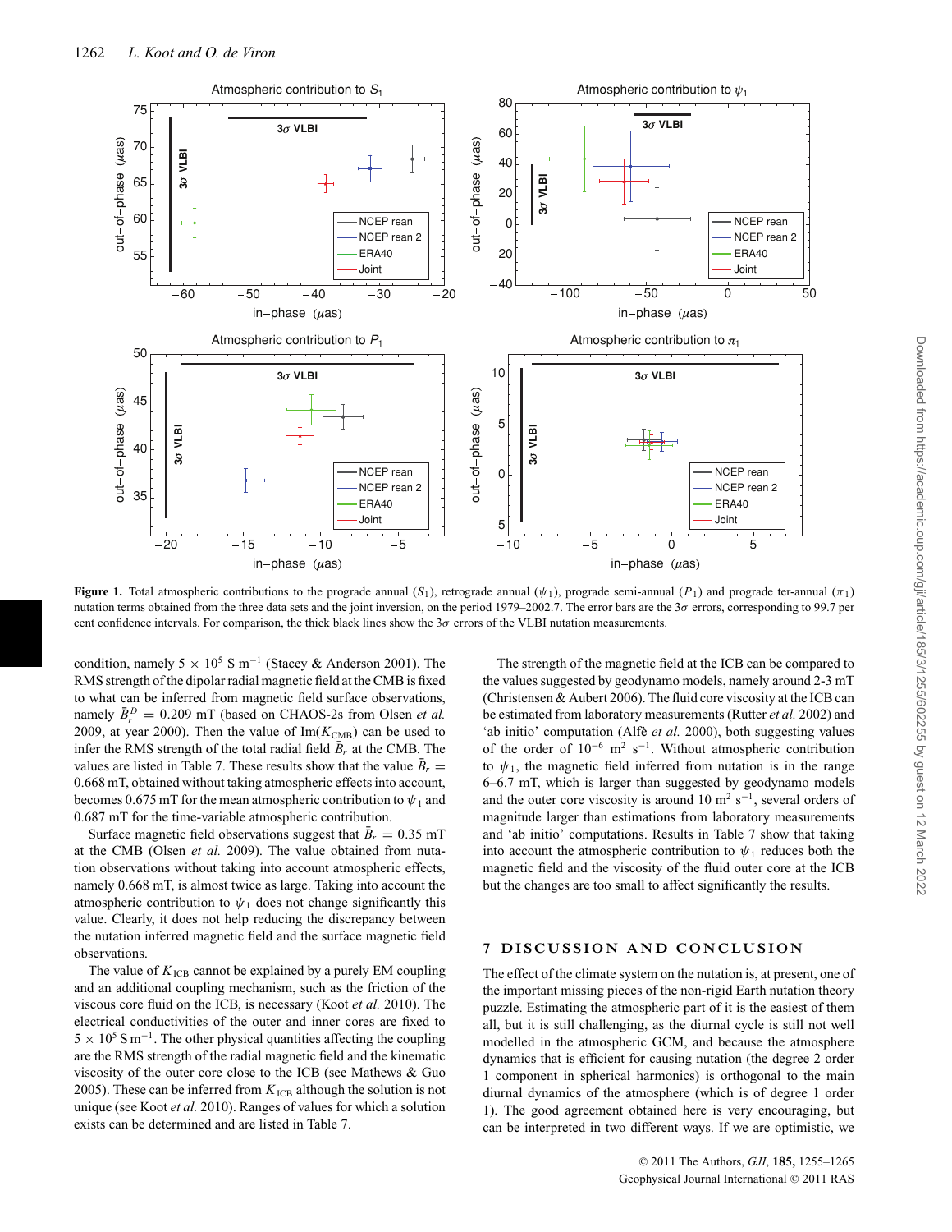**Figure 1.** Total atmospheric contributions to the prograde annual ($S_1$), retrograde annual ($\psi_1$), prograde semi-annual ($P_1$) and prograde ter-annual ($\pi_1$) nutation terms obtained from the three data sets and the joint inversion, on the period 1979–2002.7. The error bars are the $3\sigma$ errors, corresponding to 99.7 per cent confidence intervals. For comparison, the thick black lines show the $3\sigma$ errors of the VLBI nutation measurements.

condition, namely $5 \times 10^5$ S m$^{-1}$ (Stacey & Anderson 2001). The RMS strength of the dipolar radial magnetic field at the CMB is fixed to what can be inferred from magnetic field surface observations, namely $\bar{B}_r^D = 0.209$ mT (based on CHAOS-2s from Olsen *et al.* 2009, at year 2000). Then the value of Im($K_{\mathrm{CMB}}$) can be used to infer the RMS strength of the total radial field $\bar{B}_r$ at the CMB. The values are listed in Table 7. These results show that the value $\bar{B}_r = 0.668$ mT, obtained without taking atmospheric effects into account, becomes 0.675 mT for the mean atmospheric contribution to $\psi_1$ and 0.687 mT for the time-variable atmospheric contribution.

Surface magnetic field observations suggest that $\bar{B}_r = 0.35$ mT at the CMB (Olsen *et al.* 2009). The value obtained from nutation observations without taking into account atmospheric effects, namely 0.668 mT, is almost twice as large. Taking into account the atmospheric contribution to $\psi_1$ does not change significantly this value. Clearly, it does not help reducing the discrepancy between the nutation inferred magnetic field and the surface magnetic field observations.

The value of $K_{\mathrm{ICB}}$ cannot be explained by a purely EM coupling and an additional coupling mechanism, such as the friction of the viscous core fluid on the ICB, is necessary (Koot *et al.* 2010). The electrical conductivities of the outer and inner cores are fixed to $5 \times 10^5$ S m$^{-1}$. The other physical quantities affecting the coupling are the RMS strength of the radial magnetic field and the kinematic viscosity of the outer core close to the ICB (see Mathews & Guo 2005). These can be inferred from $K_{\mathrm{ICB}}$ although the solution is not unique (see Koot *et al.* 2010). Ranges of values for which a solution exists can be determined and are listed in Table 7.

The strength of the magnetic field at the ICB can be compared to the values suggested by geodynamo models, namely around 2-3 mT (Christensen & Aubert 2006). The fluid core viscosity at the ICB can be estimated from laboratory measurements (Rutter *et al.* 2002) and 'ab initio' computation (Alfè *et al.* 2000), both suggesting values of the order of $10^{-6}$ m$^2$ s$^{-1}$. Without atmospheric contribution to $\psi_1$, the magnetic field inferred from nutation is in the range 6–6.7 mT, which is larger than suggested by geodynamo models and the outer core viscosity is around 10 m$^2$ s$^{-1}$, several orders of magnitude larger than estimations from laboratory measurements and 'ab initio' computations. Results in Table 7 show that taking into account the atmospheric contribution to $\psi_1$ reduces both the magnetic field and the viscosity of the fluid outer core at the ICB but the changes are too small to affect significantly the results.

## 7 DISCUSSION AND CONCLUSION

The effect of the climate system on the nutation is, at present, one of the important missing pieces of the non-rigid Earth nutation theory puzzle. Estimating the atmospheric part of it is the easiest of them all, but it is still challenging, as the diurnal cycle is still not well modelled in the atmospheric GCM, and because the atmosphere dynamics that is efficient for causing nutation (the degree 2 order 1 component in spherical harmonics) is orthogonal to the main diurnal dynamics of the atmosphere (which is of degree 1 order 1). The good agreement obtained here is very encouraging, but can be interpreted in two different ways. If we are optimistic, we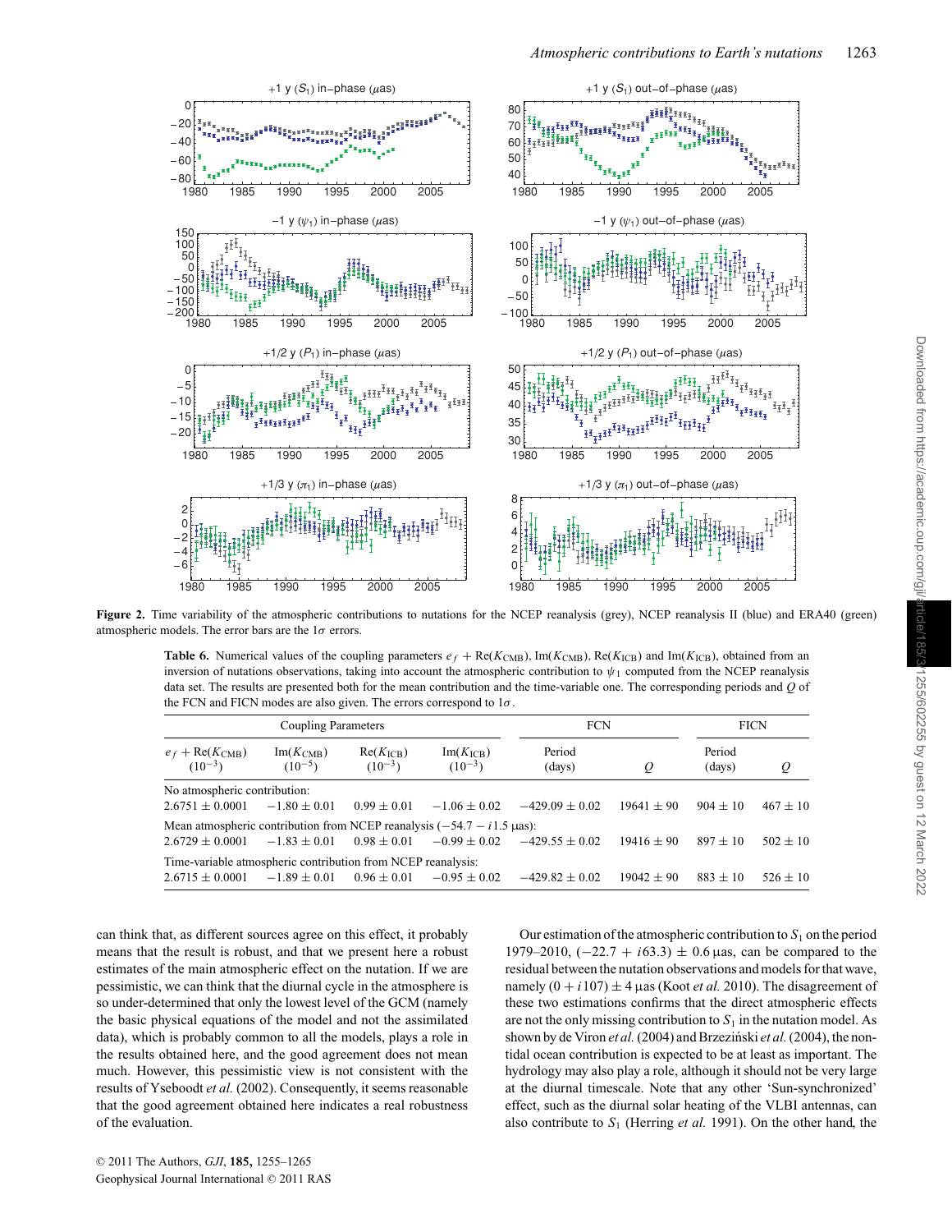**Figure 2.** Time variability of the atmospheric contributions to nutations for the NCEP reanalysis (grey), NCEP reanalysis II (blue) and ERA40 (green) atmospheric models. The error bars are the $1\sigma$ errors.

**Table 6.** Numerical values of the coupling parameters $e_f + \mathrm{Re}(K_{\mathrm{CMB}})$, $\mathrm{Im}(K_{\mathrm{CMB}})$, $\mathrm{Re}(K_{\mathrm{ICB}})$ and $\mathrm{Im}(K_{\mathrm{ICB}})$, obtained from an inversion of nutations observations, taking into account the atmospheric contribution to $\psi_1$ computed from the NCEP reanalysis data set. The results are presented both for the mean contribution and the time-variable one. The corresponding periods and $Q$ of the FCN and FICN modes are also given. The errors correspond to $1\sigma$.

| Coupling Parameters | | | | FCN | | FICN | |
|---|---|---|---|---|---|---|---|
| $e_f + \mathrm{Re}(K_{\mathrm{CMB}})$ $(10^{-3})$ | $\mathrm{Im}(K_{\mathrm{CMB}})$ $(10^{-5})$ | $\mathrm{Re}(K_{\mathrm{ICB}})$ $(10^{-3})$ | $\mathrm{Im}(K_{\mathrm{ICB}})$ $(10^{-3})$ | Period (days) | $Q$ | Period (days) | $Q$ |
| No atmospheric contribution: | | | | | | | |
| $2.6751 \pm 0.0001$ | $-1.80 \pm 0.01$ | $0.99 \pm 0.01$ | $-1.06 \pm 0.02$ | $-429.09 \pm 0.02$ | $19641 \pm 90$ | $904 \pm 10$ | $467 \pm 10$ |
| Mean atmospheric contribution from NCEP reanalysis ($-54.7 - i\,1.5$ µas): | | | | | | | |
| $2.6729 \pm 0.0001$ | $-1.83 \pm 0.01$ | $0.98 \pm 0.01$ | $-0.99 \pm 0.02$ | $-429.55 \pm 0.02$ | $19416 \pm 90$ | $897 \pm 10$ | $502 \pm 10$ |
| Time-variable atmospheric contribution from NCEP reanalysis: | | | | | | | |
| $2.6715 \pm 0.0001$ | $-1.89 \pm 0.01$ | $0.96 \pm 0.01$ | $-0.95 \pm 0.02$ | $-429.82 \pm 0.02$ | $19042 \pm 90$ | $883 \pm 10$ | $526 \pm 10$ |

can think that, as different sources agree on this effect, it probably means that the result is robust, and that we present here a robust estimates of the main atmospheric effect on the nutation. If we are pessimistic, we can think that the diurnal cycle in the atmosphere is so under-determined that only the lowest level of the GCM (namely the basic physical equations of the model and not the assimilated data), which is probably common to all the models, plays a role in the results obtained here, and the good agreement does not mean much. However, this pessimistic view is not consistent with the results of Yseboodt *et al.* (2002). Consequently, it seems reasonable that the good agreement obtained here indicates a real robustness of the evaluation.

Our estimation of the atmospheric contribution to $S_1$ on the period 1979–2010, $(-22.7 + i63.3) \pm 0.6$ µas, can be compared to the residual between the nutation observations and models for that wave, namely $(0 + i107) \pm 4$ µas (Koot *et al.* 2010). The disagreement of these two estimations confirms that the direct atmospheric effects are not the only missing contribution to $S_1$ in the nutation model. As shown by de Viron *et al.* (2004) and Brzeziński *et al.* (2004), the non-tidal ocean contribution is expected to be at least as important. The hydrology may also play a role, although it should not be very large at the diurnal timescale. Note that any other 'Sun-synchronized' effect, such as the diurnal solar heating of the VLBI antennas, can also contribute to $S_1$ (Herring *et al.* 1991). On the other hand, the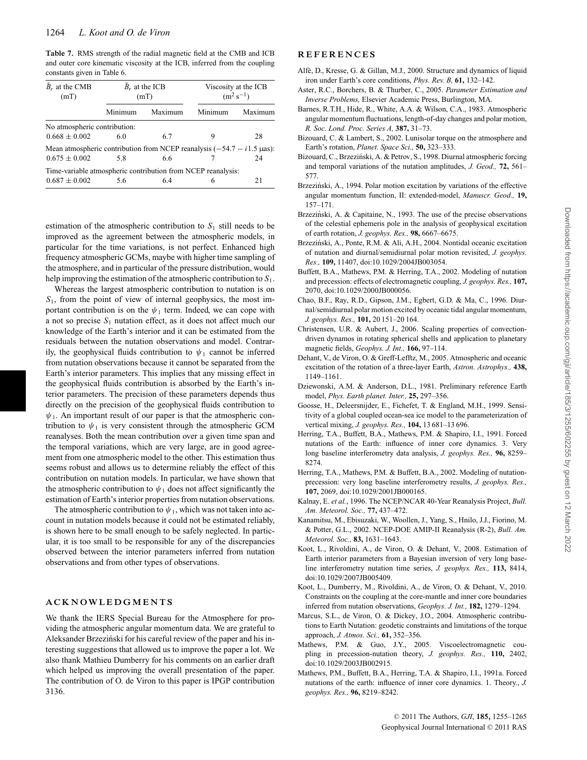**Table 7.** RMS strength of the radial magnetic field at the CMB and ICB and outer core kinematic viscosity at the ICB, inferred from the coupling constants given in Table 6.

| $\bar{B}_r$ at the CMB (mT) | $\bar{B}_r$ at the ICB (mT) | | Viscosity at the ICB ($\mathrm{m}^2\,\mathrm{s}^{-1}$) | |
|---|---|---|---|---|
| | Minimum | Maximum | Minimum | Maximum |
| No atmospheric contribution: | | | | |
| $0.668 \pm 0.002$ | 6.0 | 6.7 | 9 | 28 |
| Mean atmospheric contribution from NCEP reanalysis ($-54.7 - i1.5$ μas): | | | | |
| $0.675 \pm 0.002$ | 5.8 | 6.6 | 7 | 24 |
| Time-variable atmospheric contribution from NCEP reanalysis: | | | | |
| $0.687 \pm 0.002$ | 5.6 | 6.4 | 6 | 21 |

estimation of the atmospheric contribution to $S_1$ still needs to be improved as the agreement between the atmospheric models, in particular for the time variations, is not perfect. Enhanced high frequency atmospheric GCMs, maybe with higher time sampling of the atmosphere, and in particular of the pressure distribution, would help improving the estimation of the atmospheric contribution to $S_1$.

Whereas the largest atmospheric contribution to nutation is on $S_1$, from the point of view of internal geophysics, the most important contribution is on the $\psi_1$ term. Indeed, we can cope with a not so precise $S_1$ nutation effect, as it does not affect much our knowledge of the Earth's interior and it can be estimated from the residuals between the nutation observations and model. Contrarily, the geophysical fluids contribution to $\psi_1$ cannot be inferred from nutation observations because it cannot be separated from the Earth's interior parameters. This implies that any missing effect in the geophysical fluids contribution is absorbed by the Earth's interior parameters. The precision of these parameters depends thus directly on the precision of the geophysical fluids contribution to $\psi_1$. An important result of our paper is that the atmospheric contribution to $\psi_1$ is very consistent through the atmospheric GCM reanalyses. Both the mean contribution over a given time span and the temporal variations, which are very large, are in good agreement from one atmospheric model to the other. This estimation thus seems robust and allows us to determine reliably the effect of this contribution on nutation models. In particular, we have shown that the atmospheric contribution to $\psi_1$ does not affect significantly the estimation of Earth's interior properties from nutation observations.

The atmospheric contribution to $\psi_1$, which was not taken into account in nutation models because it could not be estimated reliably, is shown here to be small enough to be safely neglected. In particular, it is too small to be responsible for any of the discrepancies observed between the interior parameters inferred from nutation observations and from other types of observations.

## ACKNOWLEDGMENTS

We thank the IERS Special Bureau for the Atmosphere for providing the atmospheric angular momentum data. We are grateful to Aleksander Brzeziński for his careful review of the paper and his interesting suggestions that allowed us to improve the paper a lot. We also thank Mathieu Dumberry for his comments on an earlier draft which helped us improving the overall presentation of the paper. The contribution of O. de Viron to this paper is IPGP contribution 3136.

## REFERENCES

Alfè, D., Kresse, G. & Gillan, M.J., 2000. Structure and dynamics of liquid iron under Earth's core conditions, *Phys. Rev. B,* **61,** 132–142.

Aster, R.C., Borchers, B. & Thurber, C., 2005. *Parameter Estimation and Inverse Problems,* Elsevier Academic Press, Burlington, MA.

Barnes, R.T.H., Hide, R., White, A.A. & Wilson, C.A., 1983. Atmospheric angular momentum fluctuations, length-of-day changes and polar motion, *R. Soc. Lond. Proc. Series A,* **387,** 31–73.

Bizouard, C. & Lambert, S., 2002. Lunisolar torque on the atmosphere and Earth's rotation, *Planet. Space Sci.,* **50,** 323–333.

Bizouard, C., Brzeziński, A. & Petrov, S., 1998. Diurnal atmospheric forcing and temporal variations of the nutation amplitudes, *J. Geod.,* **72,** 561–577.

Brzeziński, A., 1994. Polar motion excitation by variations of the effective angular momentum function, II: extended-model, *Manuscr. Geod.,* **19,** 157–171.

Brzeziński, A. & Capitaine, N., 1993. The use of the precise observations of the celestial ephemeris pole in the analysis of geophysical excitation of earth rotation, *J. geophys. Res.,* **98,** 6667–6675.

Brzeziński, A., Ponte, R.M. & Ali, A.H., 2004. Nontidal oceanic excitation of nutation and diurnal/semidiurnal polar motion revisited, *J. geophys. Res.,* **109,** 11407, doi:10.1029/2004JB003054.

Buffett, B.A., Mathews, P.M. & Herring, T.A., 2002. Modeling of nutation and precession: effects of electromagnetic coupling, *J. geophys. Res.,* **107,** 2070, doi:10.1029/2000JB000056.

Chao, B.F., Ray, R.D., Gipson, J.M., Egbert, G.D. & Ma, C., 1996. Diurnal/semidiurnal polar motion excited by oceanic tidal angular momentum, *J. geophys. Res.,* **101,** 20 151–20 164.

Christensen, U.R. & Aubert, J., 2006. Scaling properties of convection-driven dynamos in rotating spherical shells and application to planetary magnetic fields, *Geophys. J. Int.,* **166,** 97–114.

Dehant, V., de Viron, O. & Greff-Lefftz, M., 2005. Atmospheric and oceanic excitation of the rotation of a three-layer Earth, *Astron. Astrophys.,* **438,** 1149–1161.

Dziewonski, A.M. & Anderson, D.L., 1981. Preliminary reference Earth model, *Phys. Earth planet. Inter.,* **25,** 297–356.

Goosse, H., Deleersnijder, E., Fichefet, T. & England, M.H., 1999. Sensitivity of a global coupled ocean-sea ice model to the parameterization of vertical mixing, *J. geophys. Res.,* **104,** 13 681–13 696.

Herring, T.A., Buffett, B.A., Mathews, P.M. & Shapiro, I.I., 1991. Forced nutations of the Earth: influence of inner core dynamics. 3. Very long baseline interferometry data analysis, *J. geophys. Res.,* **96,** 8259–8274.

Herring, T.A., Mathews, P.M. & Buffett, B.A., 2002. Modeling of nutation-precession: very long baseline interferometry results, *J. geophys. Res.,* **107,** 2069, doi:10.1029/2001JB000165.

Kalnay, E. *et al.*, 1996. The NCEP/NCAR 40-Year Reanalysis Project, *Bull. Am. Meteorol. Soc.,* **77,** 437–472.

Kanamitsu, M., Ebisuzaki, W., Woollen, J., Yang, S., Hnilo, J.J., Fiorino, M. & Potter, G.L., 2002. NCEP-DOE AMIP-II Reanalysis (R-2), *Bull. Am. Meteorol. Soc.,* **83,** 1631–1643.

Koot, L., Rivoldini, A., de Viron, O. & Dehant, V., 2008. Estimation of Earth interior parameters from a Bayesian inversion of very long baseline interferometry nutation time series, *J. geophys. Res.,* **113,** 8414, doi:10.1029/2007JB005409.

Koot, L., Dumberry, M., Rivoldini, A., de Viron, O. & Dehant, V., 2010. Constraints on the coupling at the core-mantle and inner core boundaries inferred from nutation observations, *Geophys. J. Int.,* **182,** 1279–1294.

Marcus, S.L., de Viron, O. & Dickey, J.O., 2004. Atmospheric contributions to Earth Nutation: geodetic constraints and limitations of the torque approach, *J. Atmos. Sci.,* **61,** 352–356.

Mathews, P.M. & Guo, J.Y., 2005. Viscoelectromagnetic coupling in precession-nutation theory, *J. geophys. Res.,* **110,** 2402, doi:10.1029/2003JB002915.

Mathews, P.M., Buffett, B.A., Herring, T.A. & Shapiro, I.I., 1991a. Forced nutations of the earth: influence of inner core dynamics. 1. Theory., *J. geophys. Res.,* **96,** 8219–8242.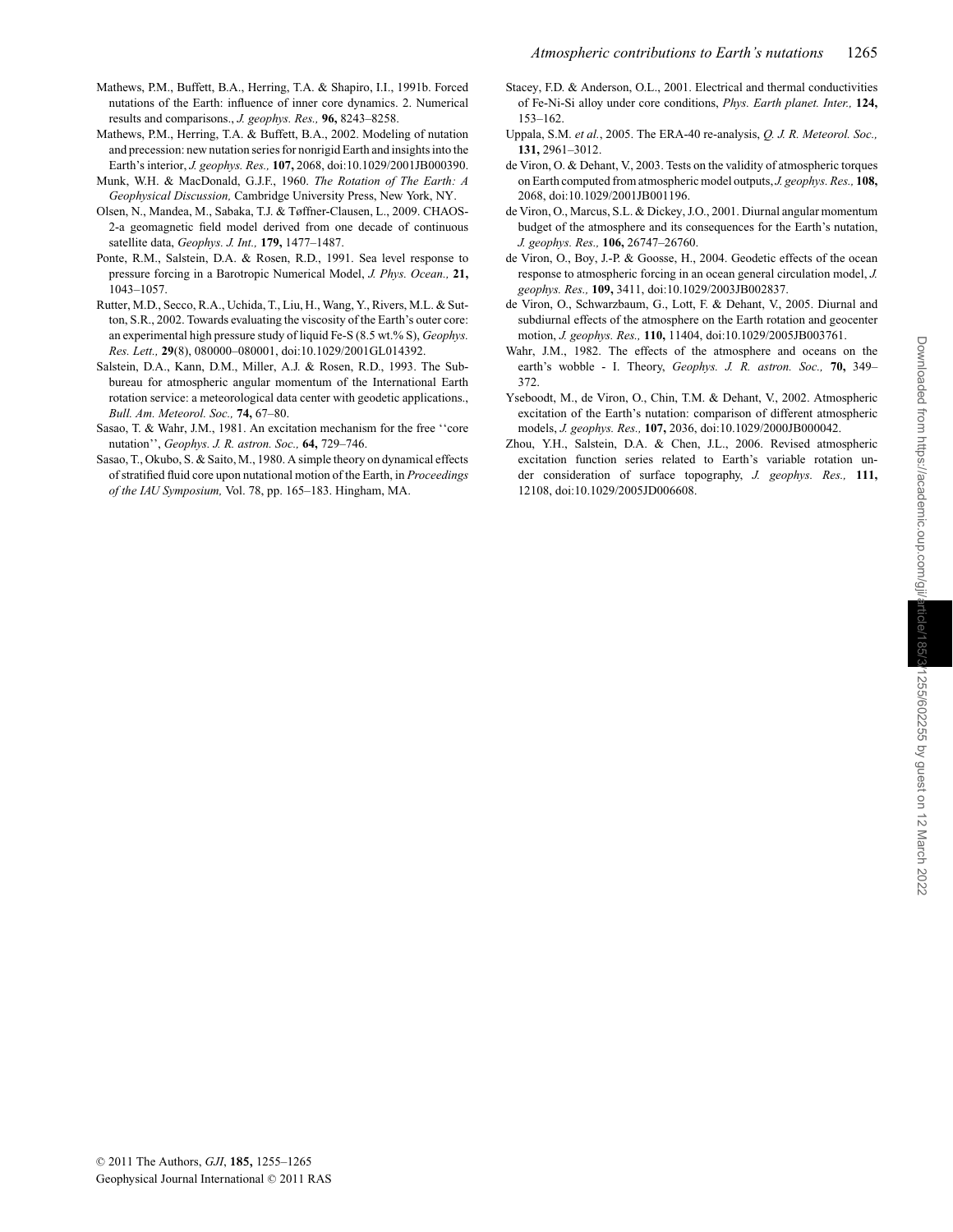Mathews, P.M., Buffett, B.A., Herring, T.A. & Shapiro, I.I., 1991b. Forced nutations of the Earth: influence of inner core dynamics. 2. Numerical results and comparisons., *J. geophys. Res.,* **96,** 8243–8258.

Mathews, P.M., Herring, T.A. & Buffett, B.A., 2002. Modeling of nutation and precession: new nutation series for nonrigid Earth and insights into the Earth's interior, *J. geophys. Res.,* **107,** 2068, doi:10.1029/2001JB000390.

Munk, W.H. & MacDonald, G.J.F., 1960. *The Rotation of The Earth: A Geophysical Discussion,* Cambridge University Press, New York, NY.

Olsen, N., Mandea, M., Sabaka, T.J. & Tøffner-Clausen, L., 2009. CHAOS-2-a geomagnetic field model derived from one decade of continuous satellite data, *Geophys. J. Int.,* **179,** 1477–1487.

Ponte, R.M., Salstein, D.A. & Rosen, R.D., 1991. Sea level response to pressure forcing in a Barotropic Numerical Model, *J. Phys. Ocean.,* **21,** 1043–1057.

Rutter, M.D., Secco, R.A., Uchida, T., Liu, H., Wang, Y., Rivers, M.L. & Sutton, S.R., 2002. Towards evaluating the viscosity of the Earth's outer core: an experimental high pressure study of liquid Fe-S (8.5 wt.% S), *Geophys. Res. Lett.,* **29**(8), 080000–080001, doi:10.1029/2001GL014392.

Salstein, D.A., Kann, D.M., Miller, A.J. & Rosen, R.D., 1993. The Sub-bureau for atmospheric angular momentum of the International Earth rotation service: a meteorological data center with geodetic applications., *Bull. Am. Meteorol. Soc.,* **74,** 67–80.

Sasao, T. & Wahr, J.M., 1981. An excitation mechanism for the free ''core nutation'', *Geophys. J. R. astron. Soc.,* **64,** 729–746.

Sasao, T., Okubo, S. & Saito, M., 1980. A simple theory on dynamical effects of stratified fluid core upon nutational motion of the Earth, in *Proceedings of the IAU Symposium,* Vol. 78, pp. 165–183. Hingham, MA.

Stacey, F.D. & Anderson, O.L., 2001. Electrical and thermal conductivities of Fe-Ni-Si alloy under core conditions, *Phys. Earth planet. Inter.,* **124,** 153–162.

Uppala, S.M. *et al.*, 2005. The ERA-40 re-analysis, *Q. J. R. Meteorol. Soc.,* **131,** 2961–3012.

de Viron, O. & Dehant, V., 2003. Tests on the validity of atmospheric torques on Earth computed from atmospheric model outputs, *J. geophys. Res.,* **108,** 2068, doi:10.1029/2001JB001196.

de Viron, O., Marcus, S.L. & Dickey, J.O., 2001. Diurnal angular momentum budget of the atmosphere and its consequences for the Earth's nutation, *J. geophys. Res.,* **106,** 26747–26760.

de Viron, O., Boy, J.-P. & Goosse, H., 2004. Geodetic effects of the ocean response to atmospheric forcing in an ocean general circulation model, *J. geophys. Res.,* **109,** 3411, doi:10.1029/2003JB002837.

de Viron, O., Schwarzbaum, G., Lott, F. & Dehant, V., 2005. Diurnal and subdiurnal effects of the atmosphere on the Earth rotation and geocenter motion, *J. geophys. Res.,* **110,** 11404, doi:10.1029/2005JB003761.

Wahr, J.M., 1982. The effects of the atmosphere and oceans on the earth's wobble - I. Theory, *Geophys. J. R. astron. Soc.,* **70,** 349–372.

Yseboodt, M., de Viron, O., Chin, T.M. & Dehant, V., 2002. Atmospheric excitation of the Earth's nutation: comparison of different atmospheric models, *J. geophys. Res.,* **107,** 2036, doi:10.1029/2000JB000042.

Zhou, Y.H., Salstein, D.A. & Chen, J.L., 2006. Revised atmospheric excitation function series related to Earth's variable rotation under consideration of surface topography, *J. geophys. Res.,* **111,** 12108, doi:10.1029/2005JD006608.